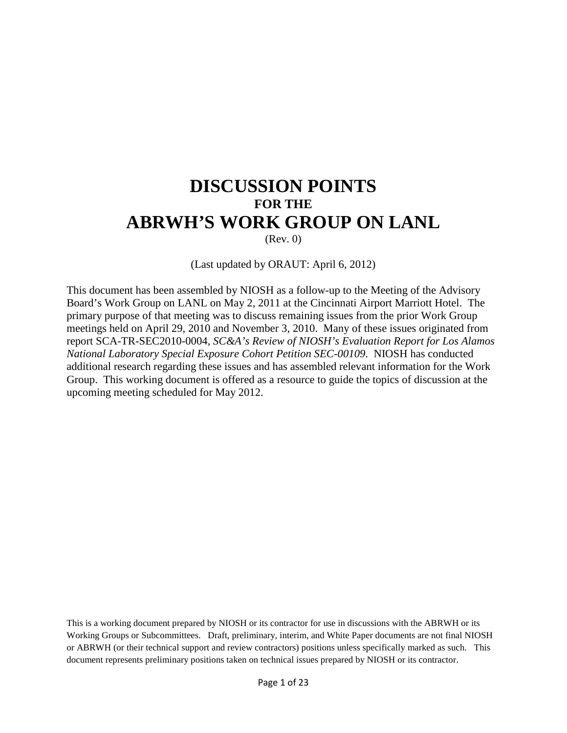# DISCUSSION POINTS

### FOR THE

# ABRWH'S WORK GROUP ON LANL

(Rev. 0)

(Last updated by ORAUT: April 6, 2012)

This document has been assembled by NIOSH as a follow-up to the Meeting of the Advisory Board's Work Group on LANL on May 2, 2011 at the Cincinnati Airport Marriott Hotel. The primary purpose of that meeting was to discuss remaining issues from the prior Work Group meetings held on April 29, 2010 and November 3, 2010. Many of these issues originated from report SCA-TR-SEC2010-0004, *SC&A's Review of NIOSH's Evaluation Report for Los Alamos National Laboratory Special Exposure Cohort Petition SEC-00109*. NIOSH has conducted additional research regarding these issues and has assembled relevant information for the Work Group. This working document is offered as a resource to guide the topics of discussion at the upcoming meeting scheduled for May 2012.

This is a working document prepared by NIOSH or its contractor for use in discussions with the ABRWH or its Working Groups or Subcommittees. Draft, preliminary, interim, and White Paper documents are not final NIOSH or ABRWH (or their technical support and review contractors) positions unless specifically marked as such. This document represents preliminary positions taken on technical issues prepared by NIOSH or its contractor.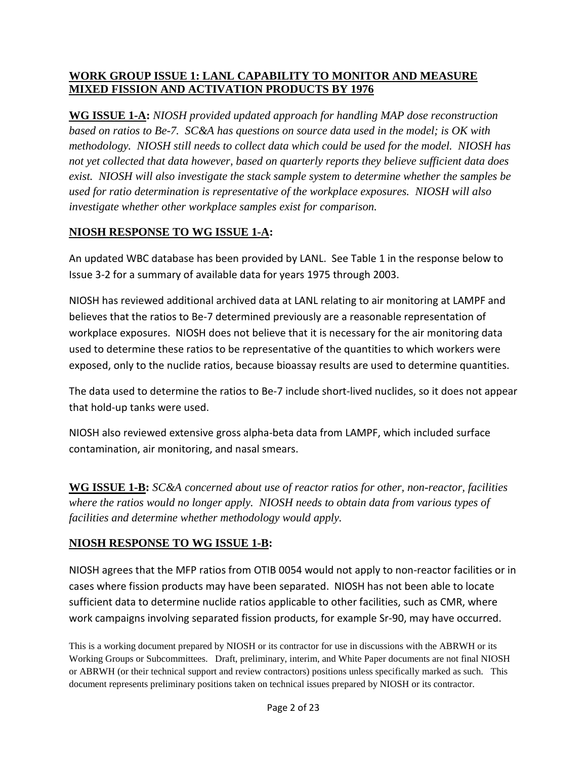## WORK GROUP ISSUE 1: LANL CAPABILITY TO MONITOR AND MEASURE MIXED FISSION AND ACTIVATION PRODUCTS BY 1976

**WG ISSUE 1-A:** *NIOSH provided updated approach for handling MAP dose reconstruction based on ratios to Be-7. SC&A has questions on source data used in the model; is OK with methodology. NIOSH still needs to collect data which could be used for the model. NIOSH has not yet collected that data however, based on quarterly reports they believe sufficient data does exist. NIOSH will also investigate the stack sample system to determine whether the samples be used for ratio determination is representative of the workplace exposures. NIOSH will also investigate whether other workplace samples exist for comparison.*

### NIOSH RESPONSE TO WG ISSUE 1-A:

An updated WBC database has been provided by LANL. See Table 1 in the response below to Issue 3-2 for a summary of available data for years 1975 through 2003.

NIOSH has reviewed additional archived data at LANL relating to air monitoring at LAMPF and believes that the ratios to Be-7 determined previously are a reasonable representation of workplace exposures. NIOSH does not believe that it is necessary for the air monitoring data used to determine these ratios to be representative of the quantities to which workers were exposed, only to the nuclide ratios, because bioassay results are used to determine quantities.

The data used to determine the ratios to Be-7 include short-lived nuclides, so it does not appear that hold-up tanks were used.

NIOSH also reviewed extensive gross alpha-beta data from LAMPF, which included surface contamination, air monitoring, and nasal smears.

**WG ISSUE 1-B:** *SC&A concerned about use of reactor ratios for other, non-reactor, facilities where the ratios would no longer apply. NIOSH needs to obtain data from various types of facilities and determine whether methodology would apply.*

### NIOSH RESPONSE TO WG ISSUE 1-B:

NIOSH agrees that the MFP ratios from OTIB 0054 would not apply to non-reactor facilities or in cases where fission products may have been separated. NIOSH has not been able to locate sufficient data to determine nuclide ratios applicable to other facilities, such as CMR, where work campaigns involving separated fission products, for example Sr-90, may have occurred.

This is a working document prepared by NIOSH or its contractor for use in discussions with the ABRWH or its Working Groups or Subcommittees. Draft, preliminary, interim, and White Paper documents are not final NIOSH or ABRWH (or their technical support and review contractors) positions unless specifically marked as such. This document represents preliminary positions taken on technical issues prepared by NIOSH or its contractor.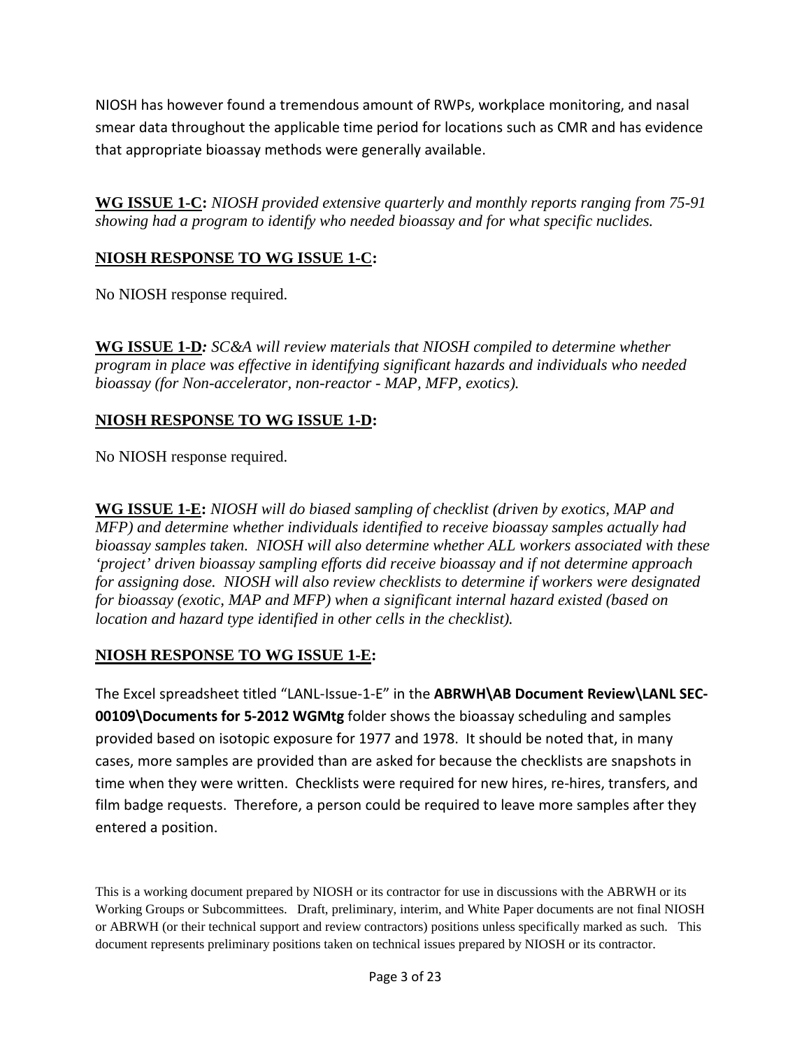NIOSH has however found a tremendous amount of RWPs, workplace monitoring, and nasal smear data throughout the applicable time period for locations such as CMR and has evidence that appropriate bioassay methods were generally available.

**WG ISSUE 1-C:** *NIOSH provided extensive quarterly and monthly reports ranging from 75-91 showing had a program to identify who needed bioassay and for what specific nuclides.*

**NIOSH RESPONSE TO WG ISSUE 1-C:**

No NIOSH response required.

**WG ISSUE 1-D***: SC&A will review materials that NIOSH compiled to determine whether program in place was effective in identifying significant hazards and individuals who needed bioassay (for Non-accelerator, non-reactor - MAP, MFP, exotics).*

**NIOSH RESPONSE TO WG ISSUE 1-D:**

No NIOSH response required.

**WG ISSUE 1-E:** *NIOSH will do biased sampling of checklist (driven by exotics, MAP and MFP) and determine whether individuals identified to receive bioassay samples actually had bioassay samples taken. NIOSH will also determine whether ALL workers associated with these 'project' driven bioassay sampling efforts did receive bioassay and if not determine approach for assigning dose. NIOSH will also review checklists to determine if workers were designated for bioassay (exotic, MAP and MFP) when a significant internal hazard existed (based on location and hazard type identified in other cells in the checklist).*

**NIOSH RESPONSE TO WG ISSUE 1-E:**

The Excel spreadsheet titled "LANL-Issue-1-E" in the **ABRWH\AB Document Review\LANL SEC-00109\Documents for 5-2012 WGMtg** folder shows the bioassay scheduling and samples provided based on isotopic exposure for 1977 and 1978. It should be noted that, in many cases, more samples are provided than are asked for because the checklists are snapshots in time when they were written. Checklists were required for new hires, re-hires, transfers, and film badge requests. Therefore, a person could be required to leave more samples after they entered a position.

This is a working document prepared by NIOSH or its contractor for use in discussions with the ABRWH or its Working Groups or Subcommittees. Draft, preliminary, interim, and White Paper documents are not final NIOSH or ABRWH (or their technical support and review contractors) positions unless specifically marked as such. This document represents preliminary positions taken on technical issues prepared by NIOSH or its contractor.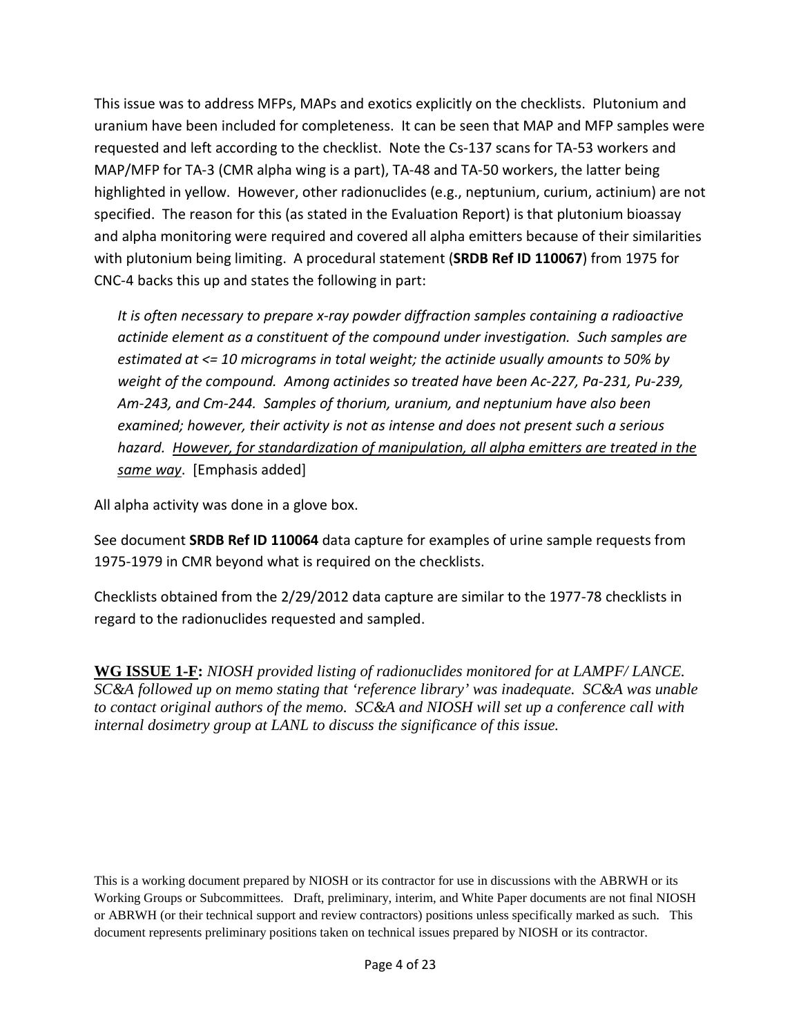This issue was to address MFPs, MAPs and exotics explicitly on the checklists. Plutonium and uranium have been included for completeness. It can be seen that MAP and MFP samples were requested and left according to the checklist. Note the Cs-137 scans for TA-53 workers and MAP/MFP for TA-3 (CMR alpha wing is a part), TA-48 and TA-50 workers, the latter being highlighted in yellow. However, other radionuclides (e.g., neptunium, curium, actinium) are not specified. The reason for this (as stated in the Evaluation Report) is that plutonium bioassay and alpha monitoring were required and covered all alpha emitters because of their similarities with plutonium being limiting. A procedural statement (**SRDB Ref ID 110067**) from 1975 for CNC-4 backs this up and states the following in part:

> *It is often necessary to prepare x-ray powder diffraction samples containing a radioactive actinide element as a constituent of the compound under investigation. Such samples are estimated at <= 10 micrograms in total weight; the actinide usually amounts to 50% by weight of the compound. Among actinides so treated have been Ac-227, Pa-231, Pu-239, Am-243, and Cm-244. Samples of thorium, uranium, and neptunium have also been examined; however, their activity is not as intense and does not present such a serious hazard. <u>However, for standardization of manipulation, all alpha emitters are treated in the same way</u>.* [Emphasis added]

All alpha activity was done in a glove box.

See document **SRDB Ref ID 110064** data capture for examples of urine sample requests from 1975-1979 in CMR beyond what is required on the checklists.

Checklists obtained from the 2/29/2012 data capture are similar to the 1977-78 checklists in regard to the radionuclides requested and sampled.

**<u>WG ISSUE 1-F</u>:** *NIOSH provided listing of radionuclides monitored for at LAMPF/ LANCE. SC&A followed up on memo stating that 'reference library' was inadequate. SC&A was unable to contact original authors of the memo. SC&A and NIOSH will set up a conference call with internal dosimetry group at LANL to discuss the significance of this issue.*

This is a working document prepared by NIOSH or its contractor for use in discussions with the ABRWH or its Working Groups or Subcommittees. Draft, preliminary, interim, and White Paper documents are not final NIOSH or ABRWH (or their technical support and review contractors) positions unless specifically marked as such. This document represents preliminary positions taken on technical issues prepared by NIOSH or its contractor.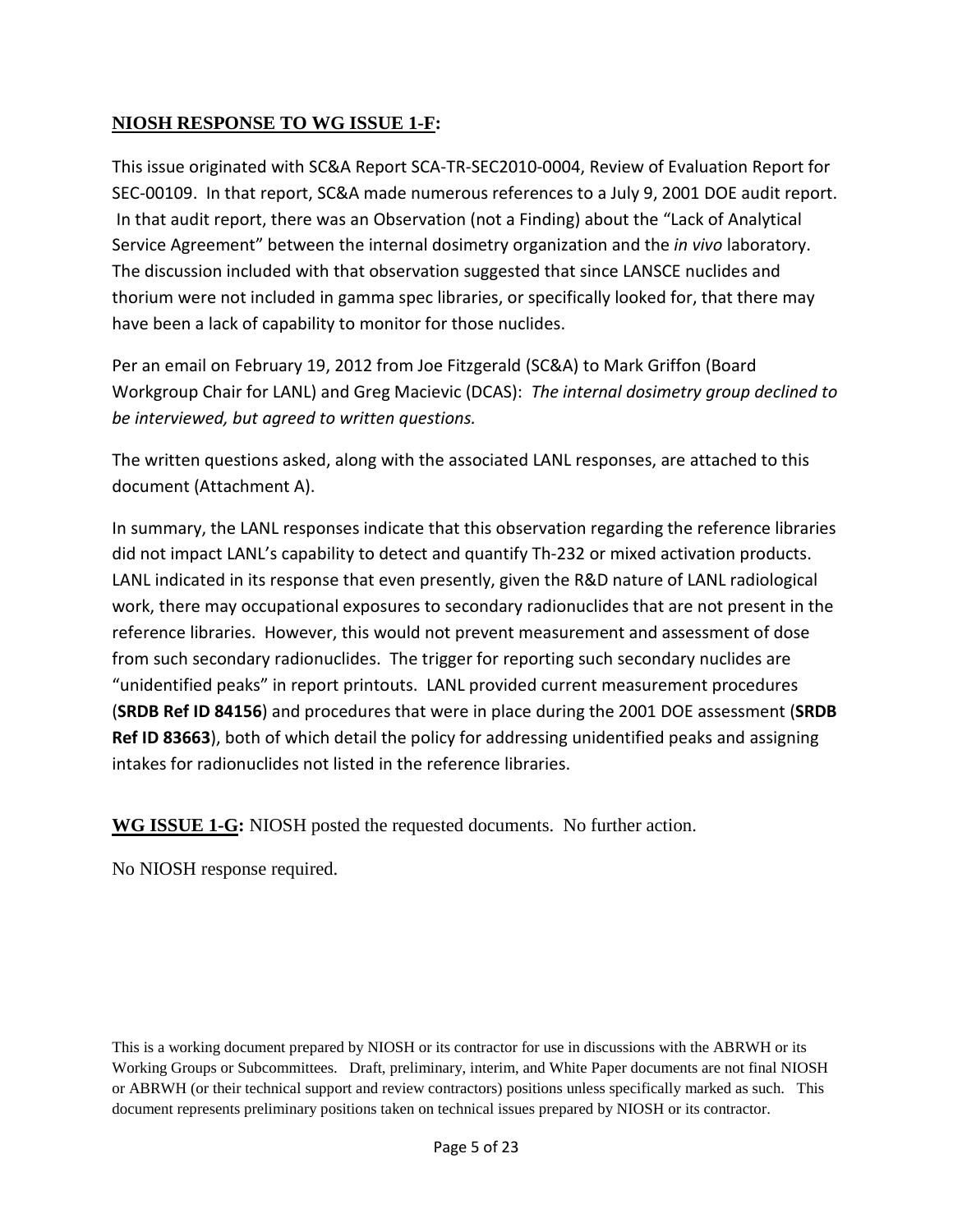**NIOSH RESPONSE TO WG ISSUE 1-F:**

This issue originated with SC&A Report SCA-TR-SEC2010-0004, Review of Evaluation Report for SEC-00109. In that report, SC&A made numerous references to a July 9, 2001 DOE audit report. In that audit report, there was an Observation (not a Finding) about the "Lack of Analytical Service Agreement" between the internal dosimetry organization and the *in vivo* laboratory. The discussion included with that observation suggested that since LANSCE nuclides and thorium were not included in gamma spec libraries, or specifically looked for, that there may have been a lack of capability to monitor for those nuclides.

Per an email on February 19, 2012 from Joe Fitzgerald (SC&A) to Mark Griffon (Board Workgroup Chair for LANL) and Greg Macievic (DCAS): *The internal dosimetry group declined to be interviewed, but agreed to written questions.*

The written questions asked, along with the associated LANL responses, are attached to this document (Attachment A).

In summary, the LANL responses indicate that this observation regarding the reference libraries did not impact LANL's capability to detect and quantify Th-232 or mixed activation products. LANL indicated in its response that even presently, given the R&D nature of LANL radiological work, there may occupational exposures to secondary radionuclides that are not present in the reference libraries. However, this would not prevent measurement and assessment of dose from such secondary radionuclides. The trigger for reporting such secondary nuclides are "unidentified peaks" in report printouts. LANL provided current measurement procedures (**SRDB Ref ID 84156**) and procedures that were in place during the 2001 DOE assessment (**SRDB Ref ID 83663**), both of which detail the policy for addressing unidentified peaks and assigning intakes for radionuclides not listed in the reference libraries.

**WG ISSUE 1-G:** NIOSH posted the requested documents. No further action.

No NIOSH response required.

This is a working document prepared by NIOSH or its contractor for use in discussions with the ABRWH or its Working Groups or Subcommittees. Draft, preliminary, interim, and White Paper documents are not final NIOSH or ABRWH (or their technical support and review contractors) positions unless specifically marked as such. This document represents preliminary positions taken on technical issues prepared by NIOSH or its contractor.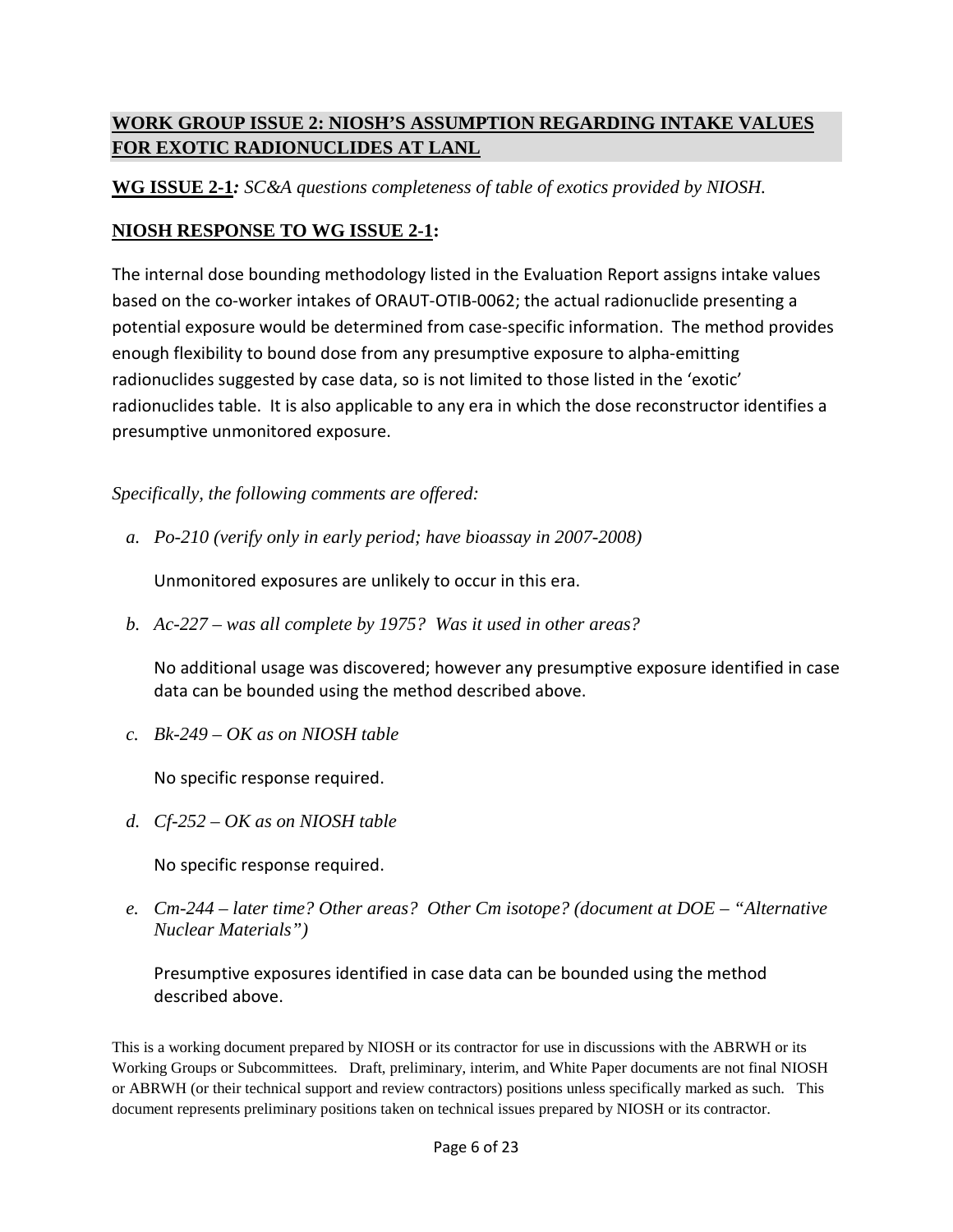## WORK GROUP ISSUE 2: NIOSH'S ASSUMPTION REGARDING INTAKE VALUES FOR EXOTIC RADIONUCLIDES AT LANL

**WG ISSUE 2-1***: SC&A questions completeness of table of exotics provided by NIOSH.*

**NIOSH RESPONSE TO WG ISSUE 2-1:**

The internal dose bounding methodology listed in the Evaluation Report assigns intake values based on the co-worker intakes of ORAUT-OTIB-0062; the actual radionuclide presenting a potential exposure would be determined from case-specific information. The method provides enough flexibility to bound dose from any presumptive exposure to alpha-emitting radionuclides suggested by case data, so is not limited to those listed in the 'exotic' radionuclides table. It is also applicable to any era in which the dose reconstructor identifies a presumptive unmonitored exposure.

*Specifically, the following comments are offered:*

a. *Po-210 (verify only in early period; have bioassay in 2007-2008)*

   Unmonitored exposures are unlikely to occur in this era.

b. *Ac-227 – was all complete by 1975? Was it used in other areas?*

   No additional usage was discovered; however any presumptive exposure identified in case data can be bounded using the method described above.

c. *Bk-249 – OK as on NIOSH table*

   No specific response required.

d. *Cf-252 – OK as on NIOSH table*

   No specific response required.

e. *Cm-244 – later time? Other areas? Other Cm isotope? (document at DOE – "Alternative Nuclear Materials")*

   Presumptive exposures identified in case data can be bounded using the method described above.

This is a working document prepared by NIOSH or its contractor for use in discussions with the ABRWH or its Working Groups or Subcommittees. Draft, preliminary, interim, and White Paper documents are not final NIOSH or ABRWH (or their technical support and review contractors) positions unless specifically marked as such. This document represents preliminary positions taken on technical issues prepared by NIOSH or its contractor.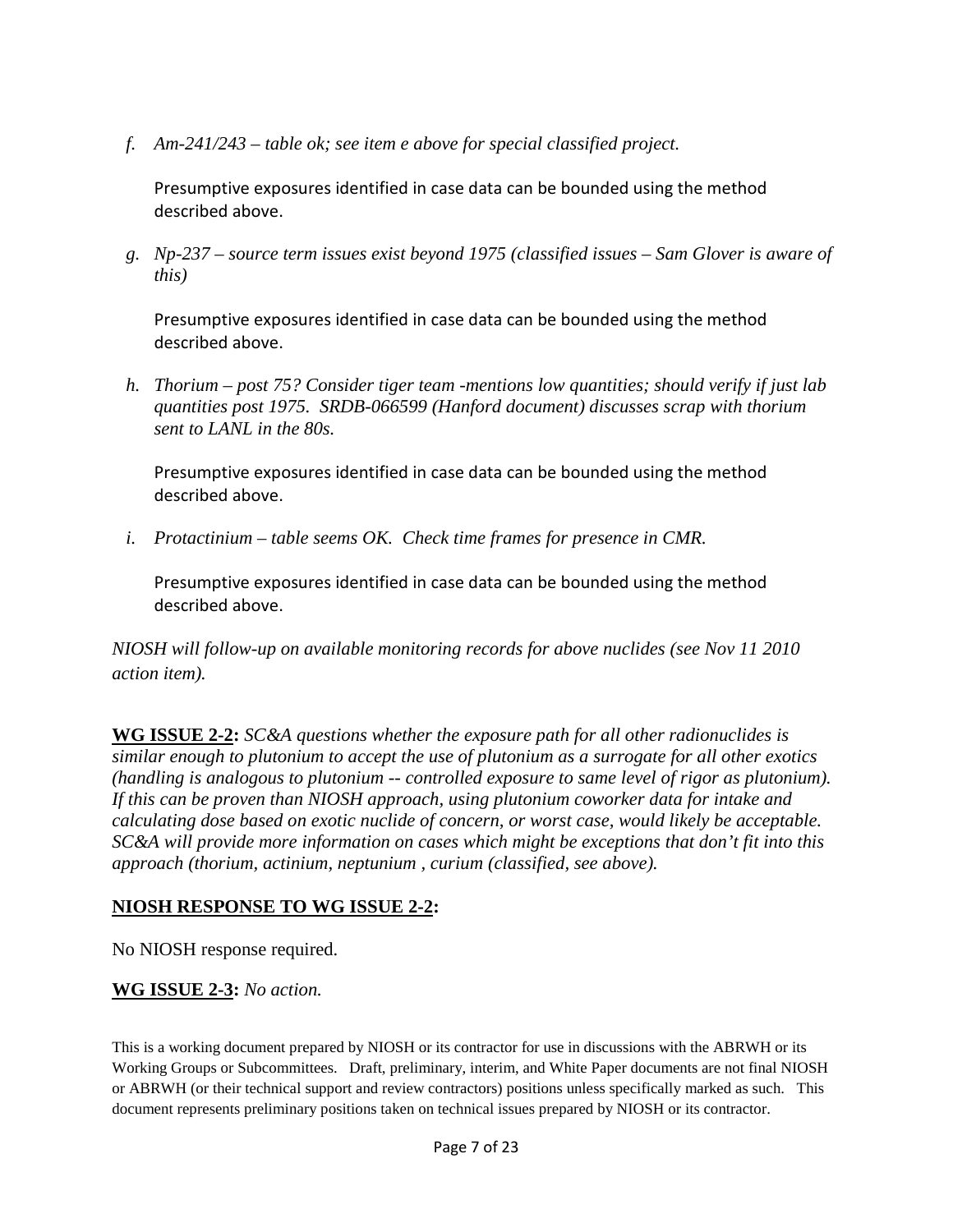f. *Am-241/243 – table ok; see item e above for special classified project.*

    Presumptive exposures identified in case data can be bounded using the method described above.

g. *Np-237 – source term issues exist beyond 1975 (classified issues – Sam Glover is aware of this)*

    Presumptive exposures identified in case data can be bounded using the method described above.

h. *Thorium – post 75? Consider tiger team -mentions low quantities; should verify if just lab quantities post 1975. SRDB-066599 (Hanford document) discusses scrap with thorium sent to LANL in the 80s.*

    Presumptive exposures identified in case data can be bounded using the method described above.

i. *Protactinium – table seems OK. Check time frames for presence in CMR.*

    Presumptive exposures identified in case data can be bounded using the method described above.

*NIOSH will follow-up on available monitoring records for above nuclides (see Nov 11 2010 action item).*

**WG ISSUE 2-2:** *SC&A questions whether the exposure path for all other radionuclides is similar enough to plutonium to accept the use of plutonium as a surrogate for all other exotics (handling is analogous to plutonium -- controlled exposure to same level of rigor as plutonium). If this can be proven than NIOSH approach, using plutonium coworker data for intake and calculating dose based on exotic nuclide of concern, or worst case, would likely be acceptable. SC&A will provide more information on cases which might be exceptions that don't fit into this approach (thorium, actinium, neptunium , curium (classified, see above).*

**NIOSH RESPONSE TO WG ISSUE 2-2:**

No NIOSH response required.

**WG ISSUE 2-3:** *No action.*

This is a working document prepared by NIOSH or its contractor for use in discussions with the ABRWH or its Working Groups or Subcommittees. Draft, preliminary, interim, and White Paper documents are not final NIOSH or ABRWH (or their technical support and review contractors) positions unless specifically marked as such. This document represents preliminary positions taken on technical issues prepared by NIOSH or its contractor.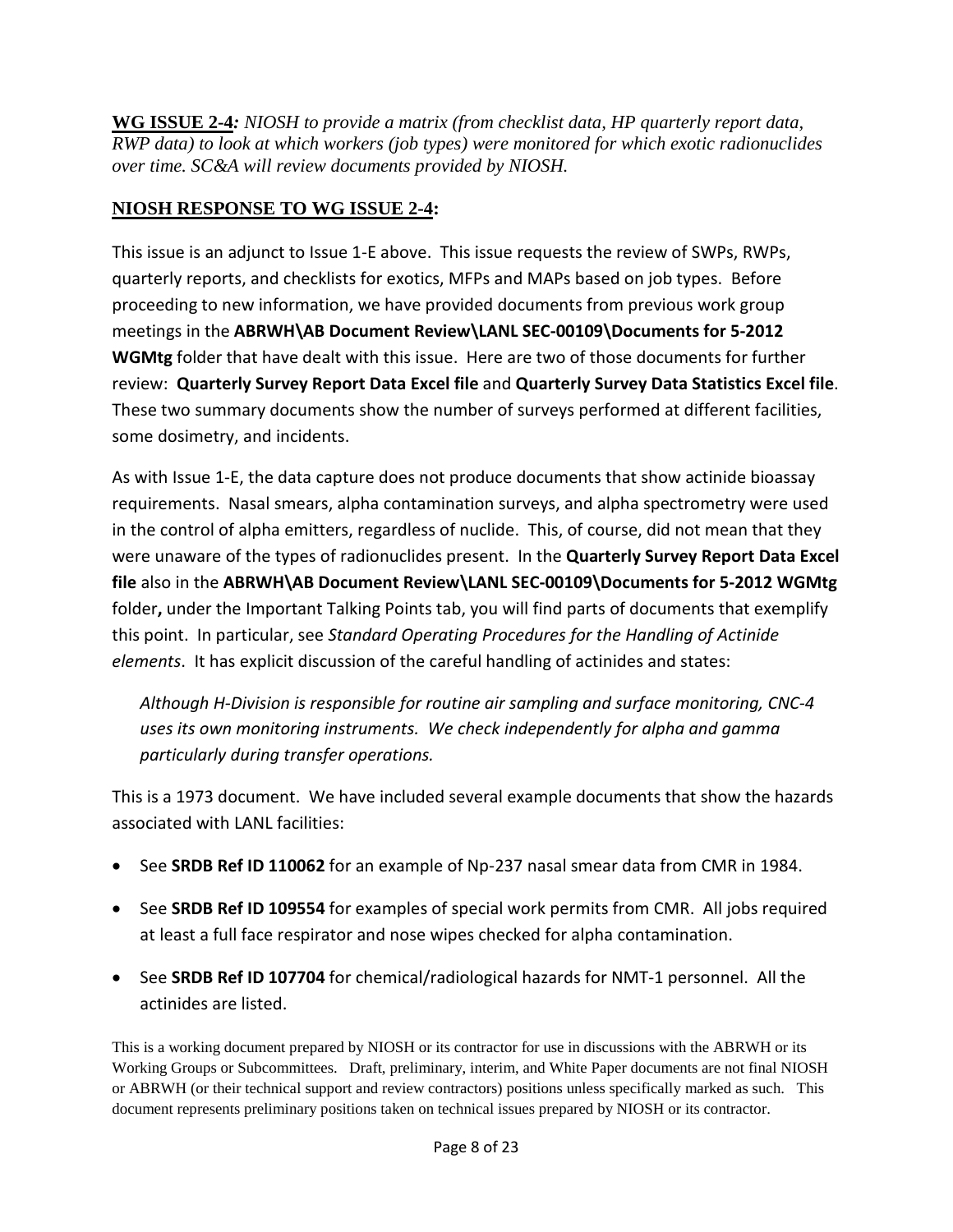**<u>WG ISSUE 2-4</u>:** *NIOSH to provide a matrix (from checklist data, HP quarterly report data, RWP data) to look at which workers (job types) were monitored for which exotic radionuclides over time. SC&A will review documents provided by NIOSH.*

## <u>NIOSH RESPONSE TO WG ISSUE 2-4</u>:

This issue is an adjunct to Issue 1-E above. This issue requests the review of SWPs, RWPs, quarterly reports, and checklists for exotics, MFPs and MAPs based on job types. Before proceeding to new information, we have provided documents from previous work group meetings in the **ABRWH\AB Document Review\LANL SEC-00109\Documents for 5-2012 WGMtg** folder that have dealt with this issue. Here are two of those documents for further review: **Quarterly Survey Report Data Excel file** and **Quarterly Survey Data Statistics Excel file**. These two summary documents show the number of surveys performed at different facilities, some dosimetry, and incidents.

As with Issue 1-E, the data capture does not produce documents that show actinide bioassay requirements. Nasal smears, alpha contamination surveys, and alpha spectrometry were used in the control of alpha emitters, regardless of nuclide. This, of course, did not mean that they were unaware of the types of radionuclides present. In the **Quarterly Survey Report Data Excel file** also in the **ABRWH\AB Document Review\LANL SEC-00109\Documents for 5-2012 WGMtg** folder**,** under the Important Talking Points tab, you will find parts of documents that exemplify this point. In particular, see *Standard Operating Procedures for the Handling of Actinide elements*. It has explicit discussion of the careful handling of actinides and states:

> *Although H-Division is responsible for routine air sampling and surface monitoring, CNC-4 uses its own monitoring instruments. We check independently for alpha and gamma particularly during transfer operations.*

This is a 1973 document. We have included several example documents that show the hazards associated with LANL facilities:

- See **SRDB Ref ID 110062** for an example of Np-237 nasal smear data from CMR in 1984.
- See **SRDB Ref ID 109554** for examples of special work permits from CMR. All jobs required at least a full face respirator and nose wipes checked for alpha contamination.
- See **SRDB Ref ID 107704** for chemical/radiological hazards for NMT-1 personnel. All the actinides are listed.

This is a working document prepared by NIOSH or its contractor for use in discussions with the ABRWH or its Working Groups or Subcommittees. Draft, preliminary, interim, and White Paper documents are not final NIOSH or ABRWH (or their technical support and review contractors) positions unless specifically marked as such. This document represents preliminary positions taken on technical issues prepared by NIOSH or its contractor.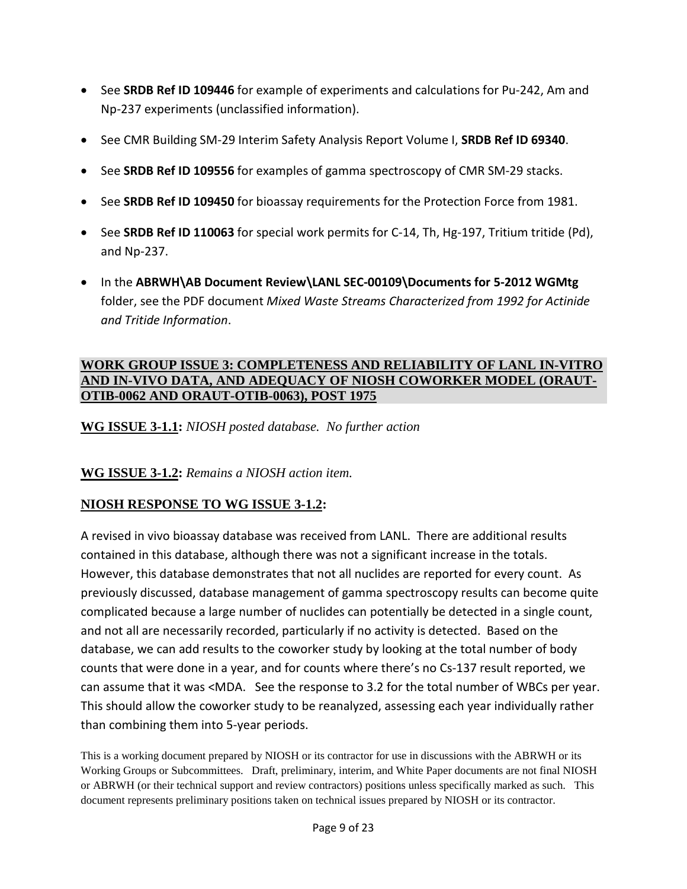- See **SRDB Ref ID 109446** for example of experiments and calculations for Pu-242, Am and Np-237 experiments (unclassified information).
- See CMR Building SM-29 Interim Safety Analysis Report Volume I, **SRDB Ref ID 69340**.
- See **SRDB Ref ID 109556** for examples of gamma spectroscopy of CMR SM-29 stacks.
- See **SRDB Ref ID 109450** for bioassay requirements for the Protection Force from 1981.
- See **SRDB Ref ID 110063** for special work permits for C-14, Th, Hg-197, Tritium tritide (Pd), and Np-237.
- In the **ABRWH\AB Document Review\LANL SEC-00109\Documents for 5-2012 WGMtg** folder, see the PDF document *Mixed Waste Streams Characterized from 1992 for Actinide and Tritide Information*.

## WORK GROUP ISSUE 3: COMPLETENESS AND RELIABILITY OF LANL IN-VITRO AND IN-VIVO DATA, AND ADEQUACY OF NIOSH COWORKER MODEL (ORAUT-OTIB-0062 AND ORAUT-OTIB-0063), POST 1975

**WG ISSUE 3-1.1:** *NIOSH posted database. No further action*

**WG ISSUE 3-1.2:** *Remains a NIOSH action item.*

### NIOSH RESPONSE TO WG ISSUE 3-1.2:

A revised in vivo bioassay database was received from LANL. There are additional results contained in this database, although there was not a significant increase in the totals. However, this database demonstrates that not all nuclides are reported for every count. As previously discussed, database management of gamma spectroscopy results can become quite complicated because a large number of nuclides can potentially be detected in a single count, and not all are necessarily recorded, particularly if no activity is detected. Based on the database, we can add results to the coworker study by looking at the total number of body counts that were done in a year, and for counts where there's no Cs-137 result reported, we can assume that it was <MDA. See the response to 3.2 for the total number of WBCs per year. This should allow the coworker study to be reanalyzed, assessing each year individually rather than combining them into 5-year periods.

This is a working document prepared by NIOSH or its contractor for use in discussions with the ABRWH or its Working Groups or Subcommittees. Draft, preliminary, interim, and White Paper documents are not final NIOSH or ABRWH (or their technical support and review contractors) positions unless specifically marked as such. This document represents preliminary positions taken on technical issues prepared by NIOSH or its contractor.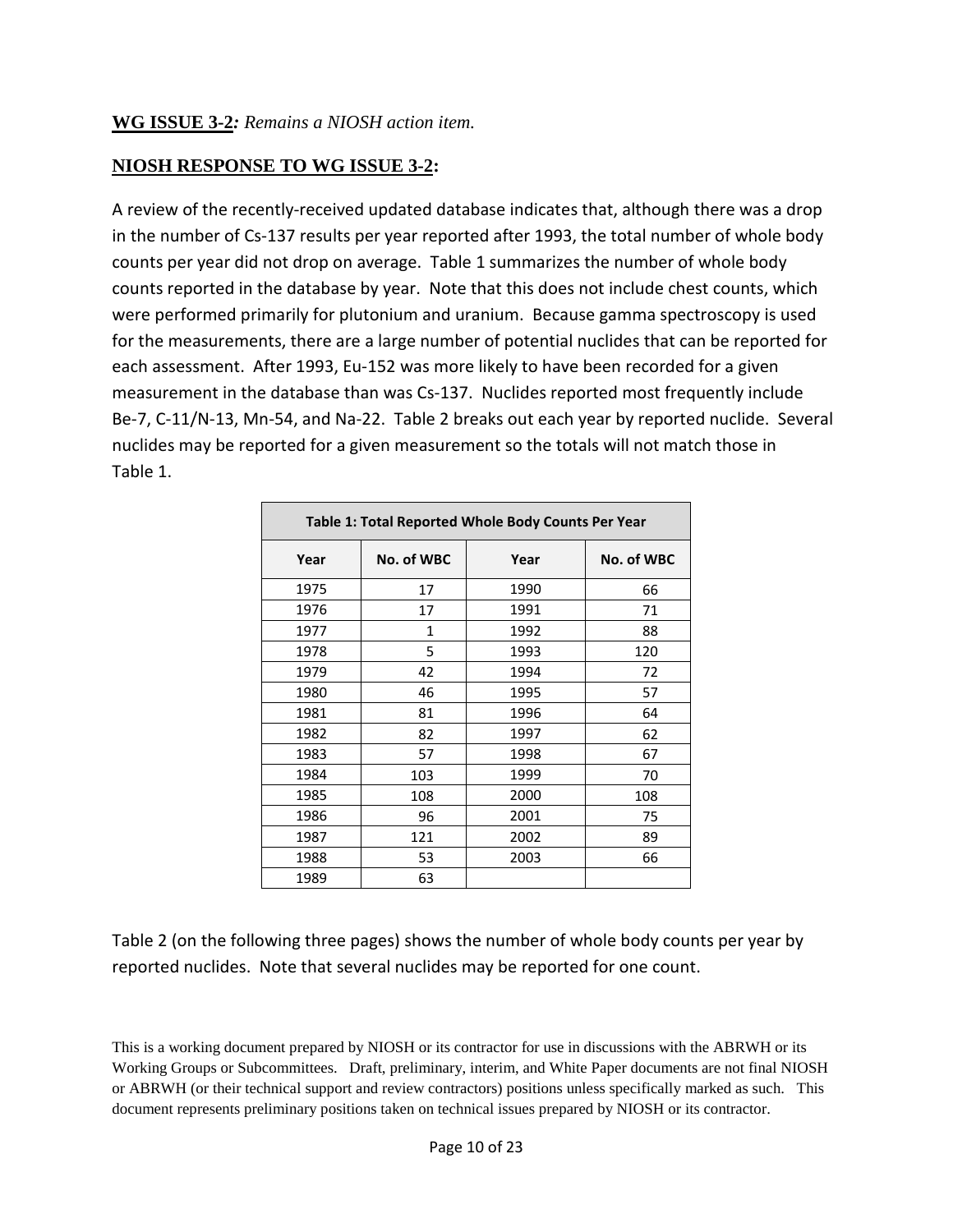**WG ISSUE 3-2***: Remains a NIOSH action item.*

**NIOSH RESPONSE TO WG ISSUE 3-2:**

A review of the recently-received updated database indicates that, although there was a drop in the number of Cs-137 results per year reported after 1993, the total number of whole body counts per year did not drop on average. Table 1 summarizes the number of whole body counts reported in the database by year. Note that this does not include chest counts, which were performed primarily for plutonium and uranium. Because gamma spectroscopy is used for the measurements, there are a large number of potential nuclides that can be reported for each assessment. After 1993, Eu-152 was more likely to have been recorded for a given measurement in the database than was Cs-137. Nuclides reported most frequently include Be-7, C-11/N-13, Mn-54, and Na-22. Table 2 breaks out each year by reported nuclide. Several nuclides may be reported for a given measurement so the totals will not match those in Table 1.

**Table 1: Total Reported Whole Body Counts Per Year**

| Year | No. of WBC | Year | No. of WBC |
|---|---|---|---|
| 1975 | 17 | 1990 | 66 |
| 1976 | 17 | 1991 | 71 |
| 1977 | 1 | 1992 | 88 |
| 1978 | 5 | 1993 | 120 |
| 1979 | 42 | 1994 | 72 |
| 1980 | 46 | 1995 | 57 |
| 1981 | 81 | 1996 | 64 |
| 1982 | 82 | 1997 | 62 |
| 1983 | 57 | 1998 | 67 |
| 1984 | 103 | 1999 | 70 |
| 1985 | 108 | 2000 | 108 |
| 1986 | 96 | 2001 | 75 |
| 1987 | 121 | 2002 | 89 |
| 1988 | 53 | 2003 | 66 |
| 1989 | 63 | | |

Table 2 (on the following three pages) shows the number of whole body counts per year by reported nuclides. Note that several nuclides may be reported for one count.

This is a working document prepared by NIOSH or its contractor for use in discussions with the ABRWH or its Working Groups or Subcommittees. Draft, preliminary, interim, and White Paper documents are not final NIOSH or ABRWH (or their technical support and review contractors) positions unless specifically marked as such. This document represents preliminary positions taken on technical issues prepared by NIOSH or its contractor.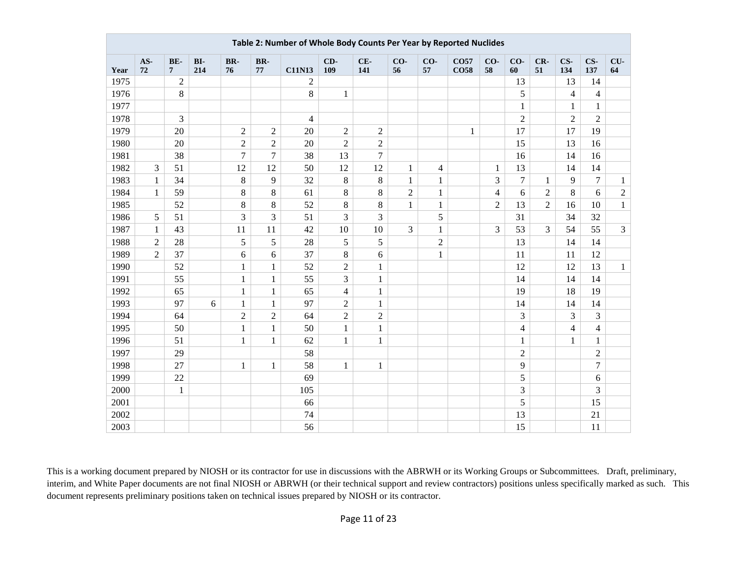**Table 2: Number of Whole Body Counts Per Year by Reported Nuclides**

| Year | AS-72 | BE-7 | BI-214 | BR-76 | BR-77 | C11N13 | CD-109 | CE-141 | CO-56 | CO-57 | CO57 CO58 | CO-58 | CO-60 | CR-51 | CS-134 | CS-137 | CU-64 |
|---|---|---|---|---|---|---|---|---|---|---|---|---|---|---|---|---|---|
| 1975 | | 2 | | | | 2 | | | | | | | 13 | | 13 | 14 | |
| 1976 | | 8 | | | | 8 | 1 | | | | | | 5 | | 4 | 4 | |
| 1977 | | | | | | | | | | | | | 1 | | 1 | 1 | |
| 1978 | | 3 | | | | 4 | | | | | | | 2 | | 2 | 2 | |
| 1979 | | 20 | | 2 | 2 | 20 | 2 | 2 | | | 1 | | 17 | | 17 | 19 | |
| 1980 | | 20 | | 2 | 2 | 20 | 2 | 2 | | | | | 15 | | 13 | 16 | |
| 1981 | | 38 | | 7 | 7 | 38 | 13 | 7 | | | | | 16 | | 14 | 16 | |
| 1982 | 3 | 51 | | 12 | 12 | 50 | 12 | 12 | 1 | 4 | | 1 | 13 | | 14 | 14 | |
| 1983 | 1 | 34 | | 8 | 9 | 32 | 8 | 8 | 1 | 1 | | 3 | 7 | 1 | 9 | 7 | 1 |
| 1984 | 1 | 59 | | 8 | 8 | 61 | 8 | 8 | 2 | 1 | | 4 | 6 | 2 | 8 | 6 | 2 |
| 1985 | | 52 | | 8 | 8 | 52 | 8 | 8 | 1 | 1 | | 2 | 13 | 2 | 16 | 10 | 1 |
| 1986 | 5 | 51 | | 3 | 3 | 51 | 3 | 3 | | 5 | | | 31 | | 34 | 32 | |
| 1987 | 1 | 43 | | 11 | 11 | 42 | 10 | 10 | 3 | 1 | | 3 | 53 | 3 | 54 | 55 | 3 |
| 1988 | 2 | 28 | | 5 | 5 | 28 | 5 | 5 | | 2 | | | 13 | | 14 | 14 | |
| 1989 | 2 | 37 | | 6 | 6 | 37 | 8 | 6 | | 1 | | | 11 | | 11 | 12 | |
| 1990 | | 52 | | 1 | 1 | 52 | 2 | 1 | | | | | 12 | | 12 | 13 | 1 |
| 1991 | | 55 | | 1 | 1 | 55 | 3 | 1 | | | | | 14 | | 14 | 14 | |
| 1992 | | 65 | | 1 | 1 | 65 | 4 | 1 | | | | | 19 | | 18 | 19 | |
| 1993 | | 97 | 6 | 1 | 1 | 97 | 2 | 1 | | | | | 14 | | 14 | 14 | |
| 1994 | | 64 | | 2 | 2 | 64 | 2 | 2 | | | | | 3 | | 3 | 3 | |
| 1995 | | 50 | | 1 | 1 | 50 | 1 | 1 | | | | | 4 | | 4 | 4 | |
| 1996 | | 51 | | 1 | 1 | 62 | 1 | 1 | | | | | 1 | | 1 | 1 | |
| 1997 | | 29 | | | | 58 | | | | | | | 2 | | | 2 | |
| 1998 | | 27 | | 1 | 1 | 58 | 1 | 1 | | | | | 9 | | | 7 | |
| 1999 | | 22 | | | | 69 | | | | | | | 5 | | | 6 | |
| 2000 | | 1 | | | | 105 | | | | | | | 3 | | | 3 | |
| 2001 | | | | | | 66 | | | | | | | 5 | | | 15 | |
| 2002 | | | | | | 74 | | | | | | | 13 | | | 21 | |
| 2003 | | | | | | 56 | | | | | | | 15 | | | 11 | |

This is a working document prepared by NIOSH or its contractor for use in discussions with the ABRWH or its Working Groups or Subcommittees. Draft, preliminary, interim, and White Paper documents are not final NIOSH or ABRWH (or their technical support and review contractors) positions unless specifically marked as such. This document represents preliminary positions taken on technical issues prepared by NIOSH or its contractor.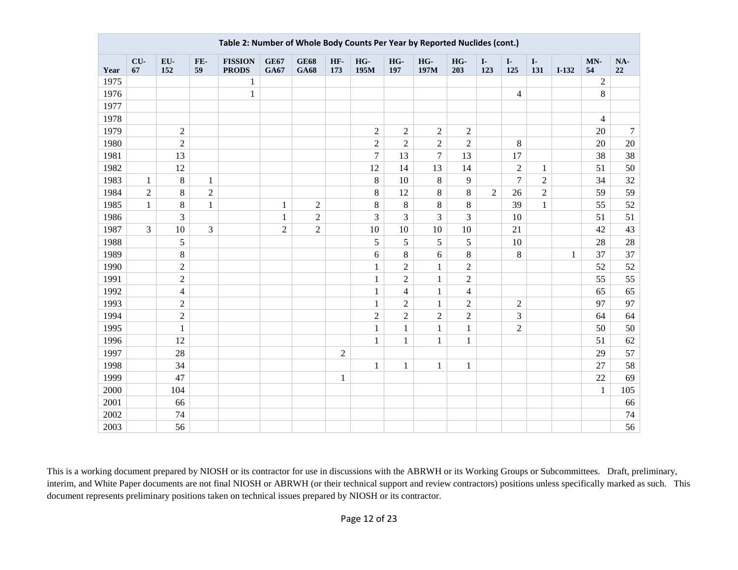**Table 2: Number of Whole Body Counts Per Year by Reported Nuclides (cont.)**

| Year | CU-67 | EU-152 | FE-59 | FISSION PRODS | GE67 GA67 | GE68 GA68 | HF-173 | HG-195M | HG-197 | HG-197M | HG-203 | I-123 | I-125 | I-131 | I-132 | MN-54 | NA-22 |
|---|---|---|---|---|---|---|---|---|---|---|---|---|---|---|---|---|---|
| 1975 | | | | 1 | | | | | | | | | | | | 2 | |
| 1976 | | | | 1 | | | | | | | | | 4 | | | 8 | |
| 1977 | | | | | | | | | | | | | | | | | |
| 1978 | | | | | | | | | | | | | | | | 4 | |
| 1979 | | 2 | | | | | | 2 | 2 | 2 | 2 | | | | | 20 | 7 |
| 1980 | | 2 | | | | | | 2 | 2 | 2 | 2 | | 8 | | | 20 | 20 |
| 1981 | | 13 | | | | | | 7 | 13 | 7 | 13 | | 17 | | | 38 | 38 |
| 1982 | | 12 | | | | | | 12 | 14 | 13 | 14 | | 2 | 1 | | 51 | 50 |
| 1983 | 1 | 8 | 1 | | | | | 8 | 10 | 8 | 9 | | 7 | 2 | | 34 | 32 |
| 1984 | 2 | 8 | 2 | | | | | 8 | 12 | 8 | 8 | 2 | 26 | 2 | | 59 | 59 |
| 1985 | 1 | 8 | 1 | | 1 | 2 | | 8 | 8 | 8 | 8 | | 39 | 1 | | 55 | 52 |
| 1986 | | 3 | | | 1 | 2 | | 3 | 3 | 3 | 3 | | 10 | | | 51 | 51 |
| 1987 | 3 | 10 | 3 | | 2 | 2 | | 10 | 10 | 10 | 10 | | 21 | | | 42 | 43 |
| 1988 | | 5 | | | | | | 5 | 5 | 5 | 5 | | 10 | | | 28 | 28 |
| 1989 | | 8 | | | | | | 6 | 8 | 6 | 8 | | 8 | | 1 | 37 | 37 |
| 1990 | | 2 | | | | | | 1 | 2 | 1 | 2 | | | | | 52 | 52 |
| 1991 | | 2 | | | | | | 1 | 2 | 1 | 2 | | | | | 55 | 55 |
| 1992 | | 4 | | | | | | 1 | 4 | 1 | 4 | | | | | 65 | 65 |
| 1993 | | 2 | | | | | | 1 | 2 | 1 | 2 | | 2 | | | 97 | 97 |
| 1994 | | 2 | | | | | | 2 | 2 | 2 | 2 | | 3 | | | 64 | 64 |
| 1995 | | 1 | | | | | | 1 | 1 | 1 | 1 | | 2 | | | 50 | 50 |
| 1996 | | 12 | | | | | | 1 | 1 | 1 | 1 | | | | | 51 | 62 |
| 1997 | | 28 | | | | | 2 | | | | | | | | | 29 | 57 |
| 1998 | | 34 | | | | | | 1 | 1 | 1 | 1 | | | | | 27 | 58 |
| 1999 | | 47 | | | | | 1 | | | | | | | | | 22 | 69 |
| 2000 | | 104 | | | | | | | | | | | | | | 1 | 105 |
| 2001 | | 66 | | | | | | | | | | | | | | | 66 |
| 2002 | | 74 | | | | | | | | | | | | | | | 74 |
| 2003 | | 56 | | | | | | | | | | | | | | | 56 |

This is a working document prepared by NIOSH or its contractor for use in discussions with the ABRWH or its Working Groups or Subcommittees. Draft, preliminary, interim, and White Paper documents are not final NIOSH or ABRWH (or their technical support and review contractors) positions unless specifically marked as such. This document represents preliminary positions taken on technical issues prepared by NIOSH or its contractor.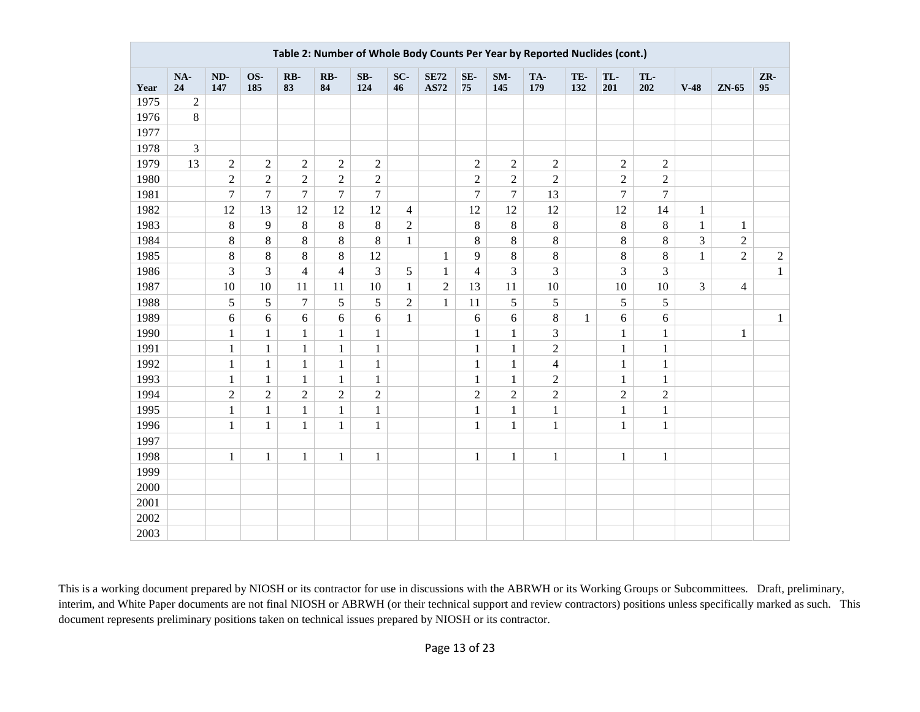| Table 2: Number of Whole Body Counts Per Year by Reported Nuclides (cont.) | | | | | | | | | | | | | | | | | |
|---|---|---|---|---|---|---|---|---|---|---|---|---|---|---|---|---|---|
| Year | NA-24 | ND-147 | OS-185 | RB-83 | RB-84 | SB-124 | SC-46 | SE72 AS72 | SE-75 | SM-145 | TA-179 | TE-132 | TL-201 | TL-202 | V-48 | ZN-65 | ZR-95 |
| 1975 | 2 | | | | | | | | | | | | | | | | |
| 1976 | 8 | | | | | | | | | | | | | | | | |
| 1977 | | | | | | | | | | | | | | | | | |
| 1978 | 3 | | | | | | | | | | | | | | | | |
| 1979 | 13 | 2 | 2 | 2 | 2 | 2 | | | 2 | 2 | 2 | | 2 | 2 | | | |
| 1980 | | 2 | 2 | 2 | 2 | 2 | | | 2 | 2 | 2 | | 2 | 2 | | | |
| 1981 | | 7 | 7 | 7 | 7 | 7 | | | 7 | 7 | 13 | | 7 | 7 | | | |
| 1982 | | 12 | 13 | 12 | 12 | 12 | 4 | | 12 | 12 | 12 | | 12 | 14 | 1 | | |
| 1983 | | 8 | 9 | 8 | 8 | 8 | 2 | | 8 | 8 | 8 | | 8 | 8 | 1 | 1 | |
| 1984 | | 8 | 8 | 8 | 8 | 8 | 1 | | 8 | 8 | 8 | | 8 | 8 | 3 | 2 | |
| 1985 | | 8 | 8 | 8 | 8 | 12 | | 1 | 9 | 8 | 8 | | 8 | 8 | 1 | 2 | 2 |
| 1986 | | 3 | 3 | 4 | 4 | 3 | 5 | 1 | 4 | 3 | 3 | | 3 | 3 | | | 1 |
| 1987 | | 10 | 10 | 11 | 11 | 10 | 1 | 2 | 13 | 11 | 10 | | 10 | 10 | 3 | 4 | |
| 1988 | | 5 | 5 | 7 | 5 | 5 | 2 | 1 | 11 | 5 | 5 | | 5 | 5 | | | |
| 1989 | | 6 | 6 | 6 | 6 | 6 | 1 | | 6 | 6 | 8 | 1 | 6 | 6 | | | 1 |
| 1990 | | 1 | 1 | 1 | 1 | 1 | | | 1 | 1 | 3 | | 1 | 1 | | 1 | |
| 1991 | | 1 | 1 | 1 | 1 | 1 | | | 1 | 1 | 2 | | 1 | 1 | | | |
| 1992 | | 1 | 1 | 1 | 1 | 1 | | | 1 | 1 | 4 | | 1 | 1 | | | |
| 1993 | | 1 | 1 | 1 | 1 | 1 | | | 1 | 1 | 2 | | 1 | 1 | | | |
| 1994 | | 2 | 2 | 2 | 2 | 2 | | | 2 | 2 | 2 | | 2 | 2 | | | |
| 1995 | | 1 | 1 | 1 | 1 | 1 | | | 1 | 1 | 1 | | 1 | 1 | | | |
| 1996 | | 1 | 1 | 1 | 1 | 1 | | | 1 | 1 | 1 | | 1 | 1 | | | |
| 1997 | | | | | | | | | | | | | | | | | |
| 1998 | | 1 | 1 | 1 | 1 | 1 | | | 1 | 1 | 1 | | 1 | 1 | | | |
| 1999 | | | | | | | | | | | | | | | | | |
| 2000 | | | | | | | | | | | | | | | | | |
| 2001 | | | | | | | | | | | | | | | | | |
| 2002 | | | | | | | | | | | | | | | | | |
| 2003 | | | | | | | | | | | | | | | | | |

This is a working document prepared by NIOSH or its contractor for use in discussions with the ABRWH or its Working Groups or Subcommittees. Draft, preliminary, interim, and White Paper documents are not final NIOSH or ABRWH (or their technical support and review contractors) positions unless specifically marked as such. This document represents preliminary positions taken on technical issues prepared by NIOSH or its contractor.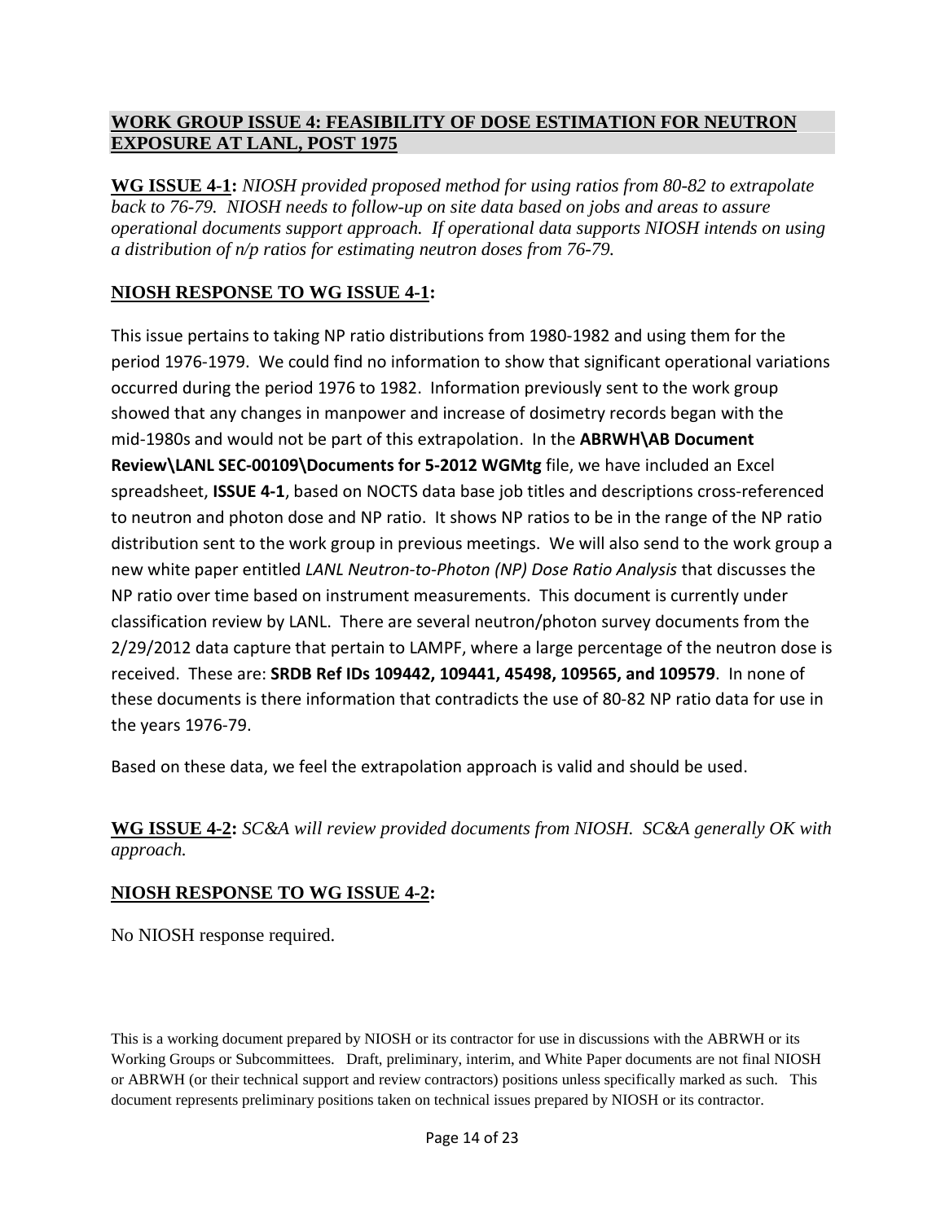## WORK GROUP ISSUE 4: FEASIBILITY OF DOSE ESTIMATION FOR NEUTRON EXPOSURE AT LANL, POST 1975

**WG ISSUE 4-1:** *NIOSH provided proposed method for using ratios from 80-82 to extrapolate back to 76-79. NIOSH needs to follow-up on site data based on jobs and areas to assure operational documents support approach. If operational data supports NIOSH intends on using a distribution of n/p ratios for estimating neutron doses from 76-79.*

### NIOSH RESPONSE TO WG ISSUE 4-1:

This issue pertains to taking NP ratio distributions from 1980-1982 and using them for the period 1976-1979. We could find no information to show that significant operational variations occurred during the period 1976 to 1982. Information previously sent to the work group showed that any changes in manpower and increase of dosimetry records began with the mid-1980s and would not be part of this extrapolation. In the **ABRWH\AB Document Review\LANL SEC-00109\Documents for 5-2012 WGMtg** file, we have included an Excel spreadsheet, **ISSUE 4-1**, based on NOCTS data base job titles and descriptions cross-referenced to neutron and photon dose and NP ratio. It shows NP ratios to be in the range of the NP ratio distribution sent to the work group in previous meetings. We will also send to the work group a new white paper entitled *LANL Neutron-to-Photon (NP) Dose Ratio Analysis* that discusses the NP ratio over time based on instrument measurements. This document is currently under classification review by LANL. There are several neutron/photon survey documents from the 2/29/2012 data capture that pertain to LAMPF, where a large percentage of the neutron dose is received. These are: **SRDB Ref IDs 109442, 109441, 45498, 109565, and 109579**. In none of these documents is there information that contradicts the use of 80-82 NP ratio data for use in the years 1976-79.

Based on these data, we feel the extrapolation approach is valid and should be used.

**WG ISSUE 4-2:** *SC&A will review provided documents from NIOSH. SC&A generally OK with approach.*

### NIOSH RESPONSE TO WG ISSUE 4-2:

No NIOSH response required.

This is a working document prepared by NIOSH or its contractor for use in discussions with the ABRWH or its Working Groups or Subcommittees. Draft, preliminary, interim, and White Paper documents are not final NIOSH or ABRWH (or their technical support and review contractors) positions unless specifically marked as such. This document represents preliminary positions taken on technical issues prepared by NIOSH or its contractor.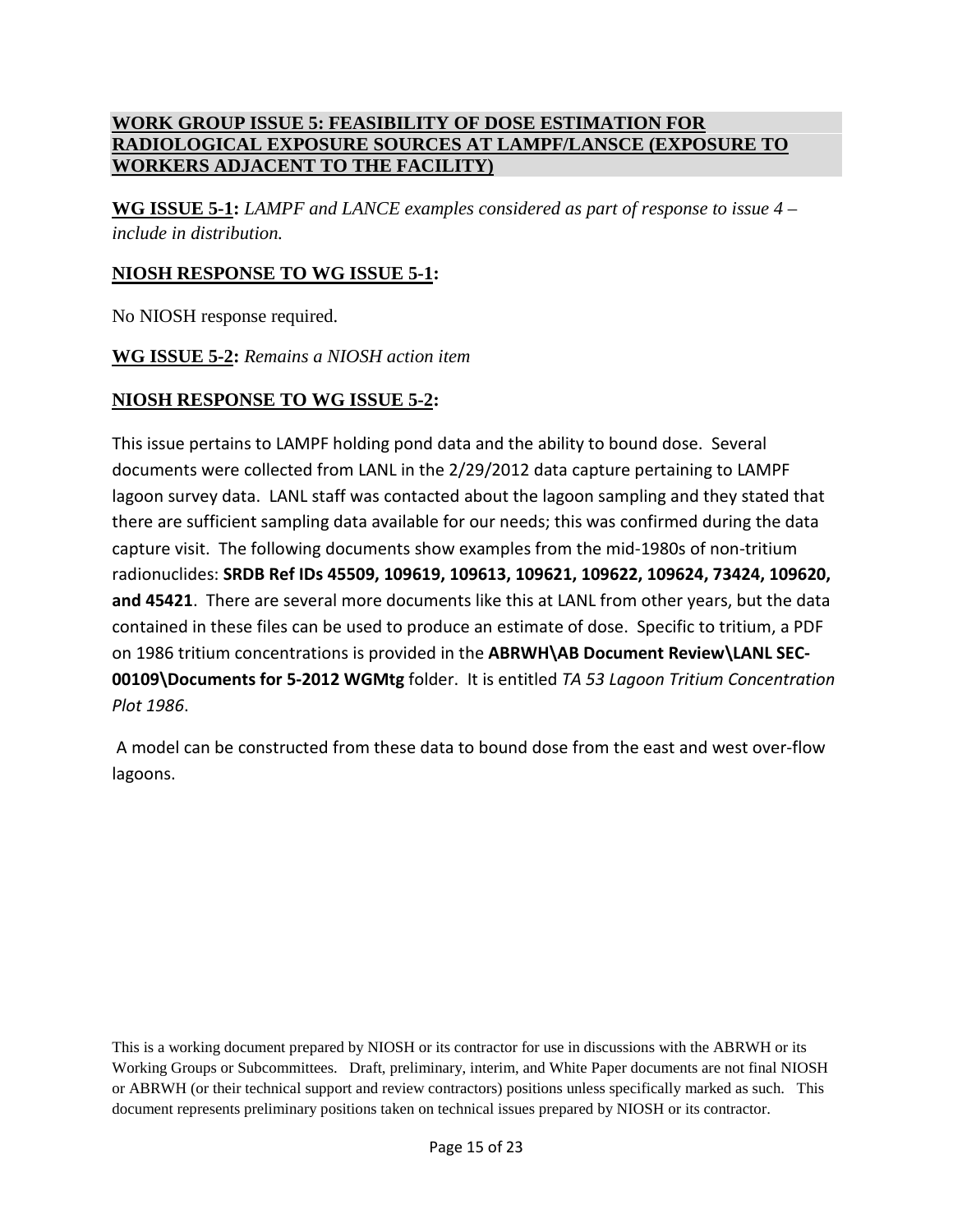## WORK GROUP ISSUE 5: FEASIBILITY OF DOSE ESTIMATION FOR RADIOLOGICAL EXPOSURE SOURCES AT LAMPF/LANSCE (EXPOSURE TO WORKERS ADJACENT TO THE FACILITY)

**WG ISSUE 5-1:** *LAMPF and LANCE examples considered as part of response to issue 4 – include in distribution.*

**NIOSH RESPONSE TO WG ISSUE 5-1:**

No NIOSH response required.

**WG ISSUE 5-2:** *Remains a NIOSH action item*

**NIOSH RESPONSE TO WG ISSUE 5-2:**

This issue pertains to LAMPF holding pond data and the ability to bound dose. Several documents were collected from LANL in the 2/29/2012 data capture pertaining to LAMPF lagoon survey data. LANL staff was contacted about the lagoon sampling and they stated that there are sufficient sampling data available for our needs; this was confirmed during the data capture visit. The following documents show examples from the mid-1980s of non-tritium radionuclides: **SRDB Ref IDs 45509, 109619, 109613, 109621, 109622, 109624, 73424, 109620, and 45421**. There are several more documents like this at LANL from other years, but the data contained in these files can be used to produce an estimate of dose. Specific to tritium, a PDF on 1986 tritium concentrations is provided in the **ABRWH\AB Document Review\LANL SEC-00109\Documents for 5-2012 WGMtg** folder. It is entitled *TA 53 Lagoon Tritium Concentration Plot 1986*.

A model can be constructed from these data to bound dose from the east and west over-flow lagoons.

This is a working document prepared by NIOSH or its contractor for use in discussions with the ABRWH or its Working Groups or Subcommittees. Draft, preliminary, interim, and White Paper documents are not final NIOSH or ABRWH (or their technical support and review contractors) positions unless specifically marked as such. This document represents preliminary positions taken on technical issues prepared by NIOSH or its contractor.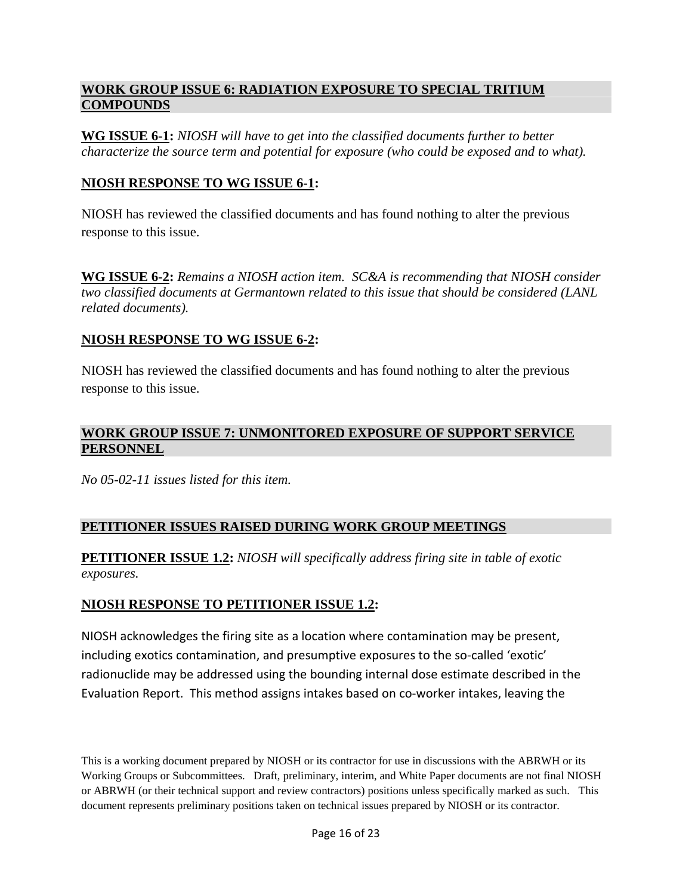## WORK GROUP ISSUE 6: RADIATION EXPOSURE TO SPECIAL TRITIUM COMPOUNDS

**WG ISSUE 6-1:** *NIOSH will have to get into the classified documents further to better characterize the source term and potential for exposure (who could be exposed and to what).*

### NIOSH RESPONSE TO WG ISSUE 6-1:

NIOSH has reviewed the classified documents and has found nothing to alter the previous response to this issue.

**WG ISSUE 6-2:** *Remains a NIOSH action item. SC&A is recommending that NIOSH consider two classified documents at Germantown related to this issue that should be considered (LANL related documents).*

### NIOSH RESPONSE TO WG ISSUE 6-2:

NIOSH has reviewed the classified documents and has found nothing to alter the previous response to this issue.

## WORK GROUP ISSUE 7: UNMONITORED EXPOSURE OF SUPPORT SERVICE PERSONNEL

*No 05-02-11 issues listed for this item.*

## PETITIONER ISSUES RAISED DURING WORK GROUP MEETINGS

**PETITIONER ISSUE 1.2:** *NIOSH will specifically address firing site in table of exotic exposures.*

### NIOSH RESPONSE TO PETITIONER ISSUE 1.2:

NIOSH acknowledges the firing site as a location where contamination may be present, including exotics contamination, and presumptive exposures to the so-called 'exotic' radionuclide may be addressed using the bounding internal dose estimate described in the Evaluation Report. This method assigns intakes based on co-worker intakes, leaving the

This is a working document prepared by NIOSH or its contractor for use in discussions with the ABRWH or its Working Groups or Subcommittees. Draft, preliminary, interim, and White Paper documents are not final NIOSH or ABRWH (or their technical support and review contractors) positions unless specifically marked as such. This document represents preliminary positions taken on technical issues prepared by NIOSH or its contractor.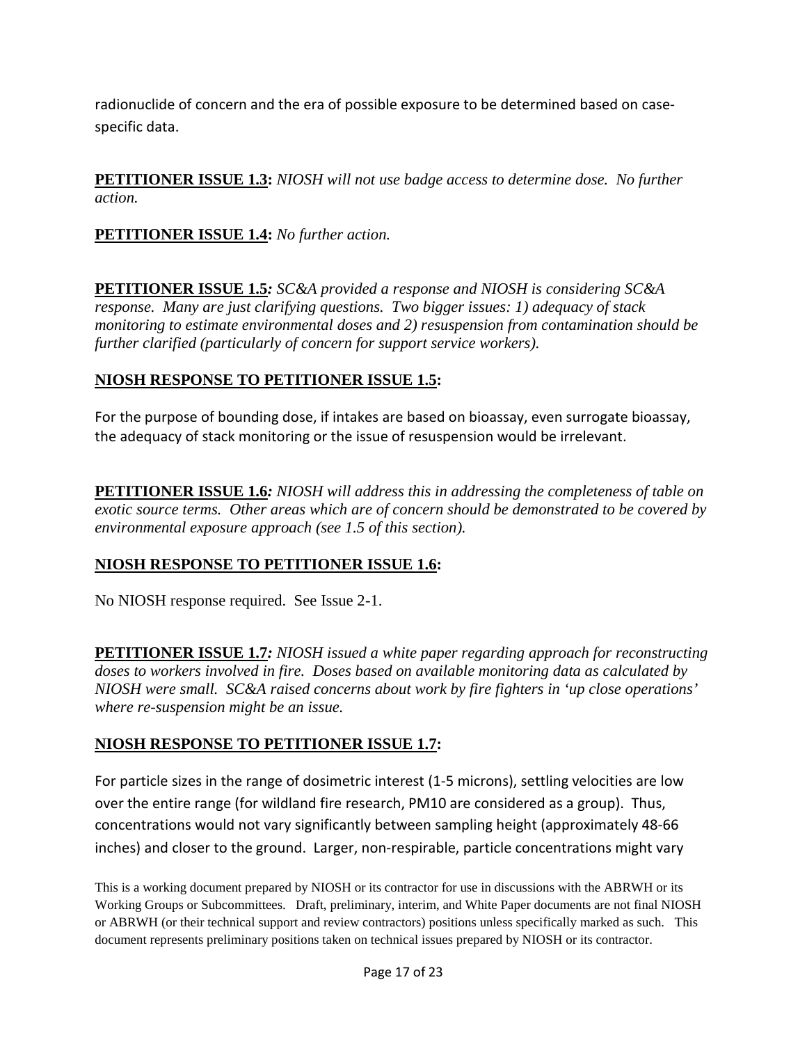radionuclide of concern and the era of possible exposure to be determined based on case-specific data.

**<u>PETITIONER ISSUE 1.3</u>:** *NIOSH will not use badge access to determine dose. No further action.*

**<u>PETITIONER ISSUE 1.4</u>:** *No further action.*

**<u>PETITIONER ISSUE 1.5</u>***:* *SC&A provided a response and NIOSH is considering SC&A response. Many are just clarifying questions. Two bigger issues: 1) adequacy of stack monitoring to estimate environmental doses and 2) resuspension from contamination should be further clarified (particularly of concern for support service workers).*

**<u>NIOSH RESPONSE TO PETITIONER ISSUE 1.5</u>:**

For the purpose of bounding dose, if intakes are based on bioassay, even surrogate bioassay, the adequacy of stack monitoring or the issue of resuspension would be irrelevant.

**<u>PETITIONER ISSUE 1.6</u>***:* *NIOSH will address this in addressing the completeness of table on exotic source terms. Other areas which are of concern should be demonstrated to be covered by environmental exposure approach (see 1.5 of this section).*

**<u>NIOSH RESPONSE TO PETITIONER ISSUE 1.6</u>:**

No NIOSH response required. See Issue 2-1.

**<u>PETITIONER ISSUE 1.7</u>***:* *NIOSH issued a white paper regarding approach for reconstructing doses to workers involved in fire. Doses based on available monitoring data as calculated by NIOSH were small. SC&A raised concerns about work by fire fighters in 'up close operations' where re-suspension might be an issue.*

**<u>NIOSH RESPONSE TO PETITIONER ISSUE 1.7</u>:**

For particle sizes in the range of dosimetric interest (1-5 microns), settling velocities are low over the entire range (for wildland fire research, PM10 are considered as a group). Thus, concentrations would not vary significantly between sampling height (approximately 48-66 inches) and closer to the ground. Larger, non-respirable, particle concentrations might vary

This is a working document prepared by NIOSH or its contractor for use in discussions with the ABRWH or its Working Groups or Subcommittees. Draft, preliminary, interim, and White Paper documents are not final NIOSH or ABRWH (or their technical support and review contractors) positions unless specifically marked as such. This document represents preliminary positions taken on technical issues prepared by NIOSH or its contractor.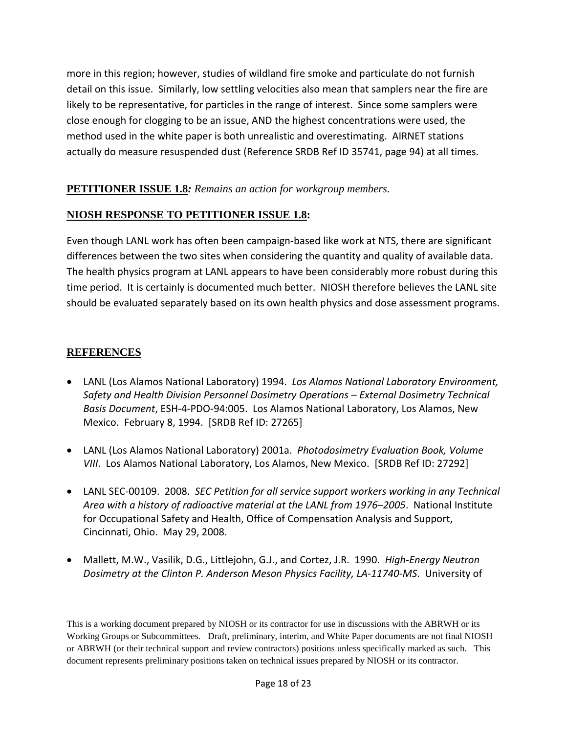more in this region; however, studies of wildland fire smoke and particulate do not furnish detail on this issue. Similarly, low settling velocities also mean that samplers near the fire are likely to be representative, for particles in the range of interest. Since some samplers were close enough for clogging to be an issue, AND the highest concentrations were used, the method used in the white paper is both unrealistic and overestimating. AIRNET stations actually do measure resuspended dust (Reference SRDB Ref ID 35741, page 94) at all times.

**PETITIONER ISSUE 1.8***: Remains an action for workgroup members.*

**NIOSH RESPONSE TO PETITIONER ISSUE 1.8:**

Even though LANL work has often been campaign-based like work at NTS, there are significant differences between the two sites when considering the quantity and quality of available data. The health physics program at LANL appears to have been considerably more robust during this time period. It is certainly is documented much better. NIOSH therefore believes the LANL site should be evaluated separately based on its own health physics and dose assessment programs.

## REFERENCES

- LANL (Los Alamos National Laboratory) 1994. *Los Alamos National Laboratory Environment, Safety and Health Division Personnel Dosimetry Operations – External Dosimetry Technical Basis Document*, ESH-4-PDO-94:005. Los Alamos National Laboratory, Los Alamos, New Mexico. February 8, 1994. [SRDB Ref ID: 27265]
- LANL (Los Alamos National Laboratory) 2001a. *Photodosimetry Evaluation Book, Volume VIII*. Los Alamos National Laboratory, Los Alamos, New Mexico. [SRDB Ref ID: 27292]
- LANL SEC-00109. 2008. *SEC Petition for all service support workers working in any Technical Area with a history of radioactive material at the LANL from 1976–2005*. National Institute for Occupational Safety and Health, Office of Compensation Analysis and Support, Cincinnati, Ohio. May 29, 2008.
- Mallett, M.W., Vasilik, D.G., Littlejohn, G.J., and Cortez, J.R. 1990. *High-Energy Neutron Dosimetry at the Clinton P. Anderson Meson Physics Facility, LA-11740-MS*. University of

This is a working document prepared by NIOSH or its contractor for use in discussions with the ABRWH or its Working Groups or Subcommittees. Draft, preliminary, interim, and White Paper documents are not final NIOSH or ABRWH (or their technical support and review contractors) positions unless specifically marked as such. This document represents preliminary positions taken on technical issues prepared by NIOSH or its contractor.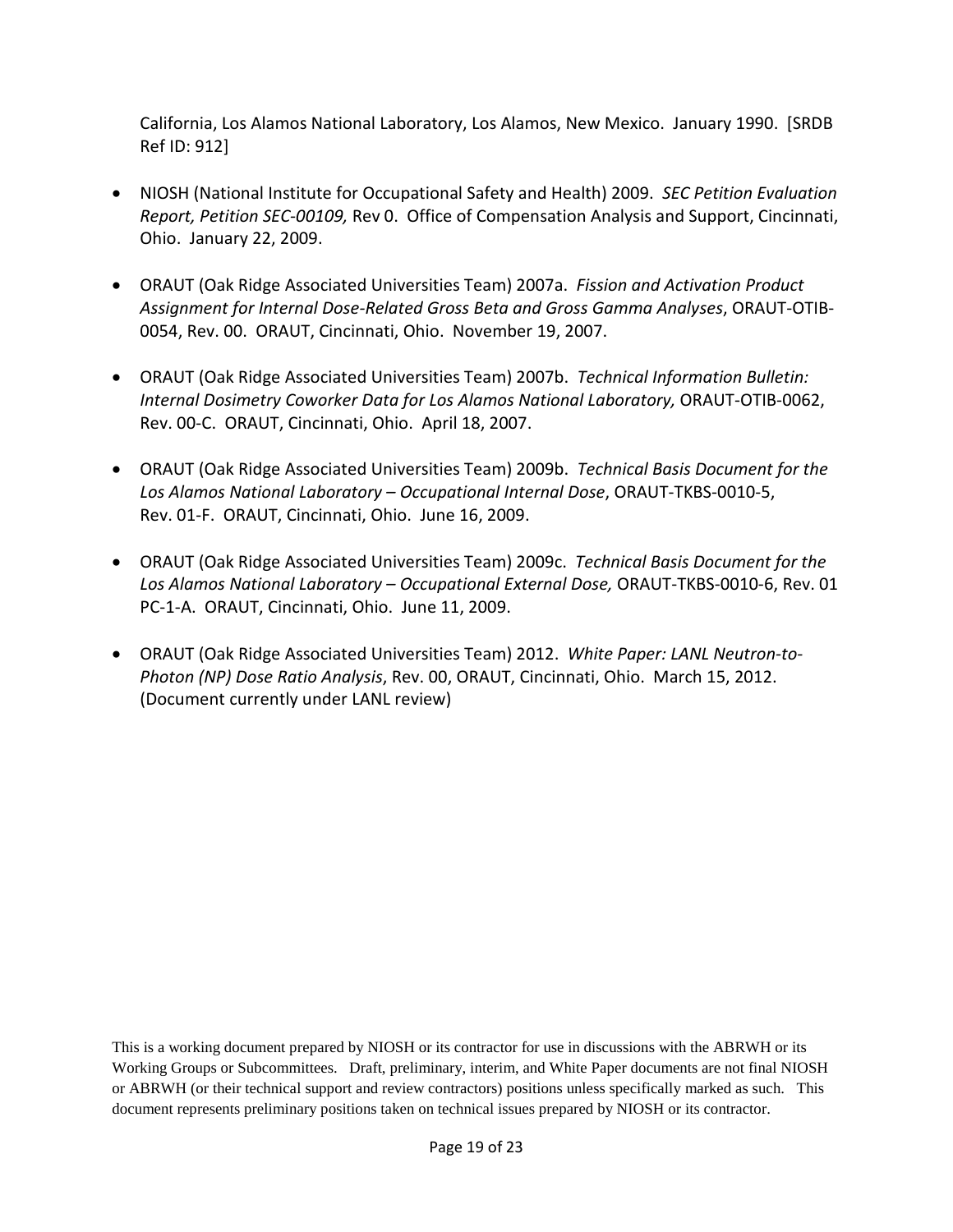California, Los Alamos National Laboratory, Los Alamos, New Mexico. January 1990. [SRDB Ref ID: 912]

- NIOSH (National Institute for Occupational Safety and Health) 2009. *SEC Petition Evaluation Report, Petition SEC-00109,* Rev 0. Office of Compensation Analysis and Support, Cincinnati, Ohio. January 22, 2009.

- ORAUT (Oak Ridge Associated Universities Team) 2007a. *Fission and Activation Product Assignment for Internal Dose-Related Gross Beta and Gross Gamma Analyses*, ORAUT-OTIB-0054, Rev. 00. ORAUT, Cincinnati, Ohio. November 19, 2007.

- ORAUT (Oak Ridge Associated Universities Team) 2007b. *Technical Information Bulletin: Internal Dosimetry Coworker Data for Los Alamos National Laboratory,* ORAUT-OTIB-0062, Rev. 00-C. ORAUT, Cincinnati, Ohio. April 18, 2007.

- ORAUT (Oak Ridge Associated Universities Team) 2009b. *Technical Basis Document for the Los Alamos National Laboratory – Occupational Internal Dose*, ORAUT-TKBS-0010-5, Rev. 01-F. ORAUT, Cincinnati, Ohio. June 16, 2009.

- ORAUT (Oak Ridge Associated Universities Team) 2009c. *Technical Basis Document for the Los Alamos National Laboratory – Occupational External Dose,* ORAUT-TKBS-0010-6, Rev. 01 PC-1-A. ORAUT, Cincinnati, Ohio. June 11, 2009.

- ORAUT (Oak Ridge Associated Universities Team) 2012. *White Paper: LANL Neutron-to-Photon (NP) Dose Ratio Analysis*, Rev. 00, ORAUT, Cincinnati, Ohio. March 15, 2012. (Document currently under LANL review)

This is a working document prepared by NIOSH or its contractor for use in discussions with the ABRWH or its Working Groups or Subcommittees. Draft, preliminary, interim, and White Paper documents are not final NIOSH or ABRWH (or their technical support and review contractors) positions unless specifically marked as such. This document represents preliminary positions taken on technical issues prepared by NIOSH or its contractor.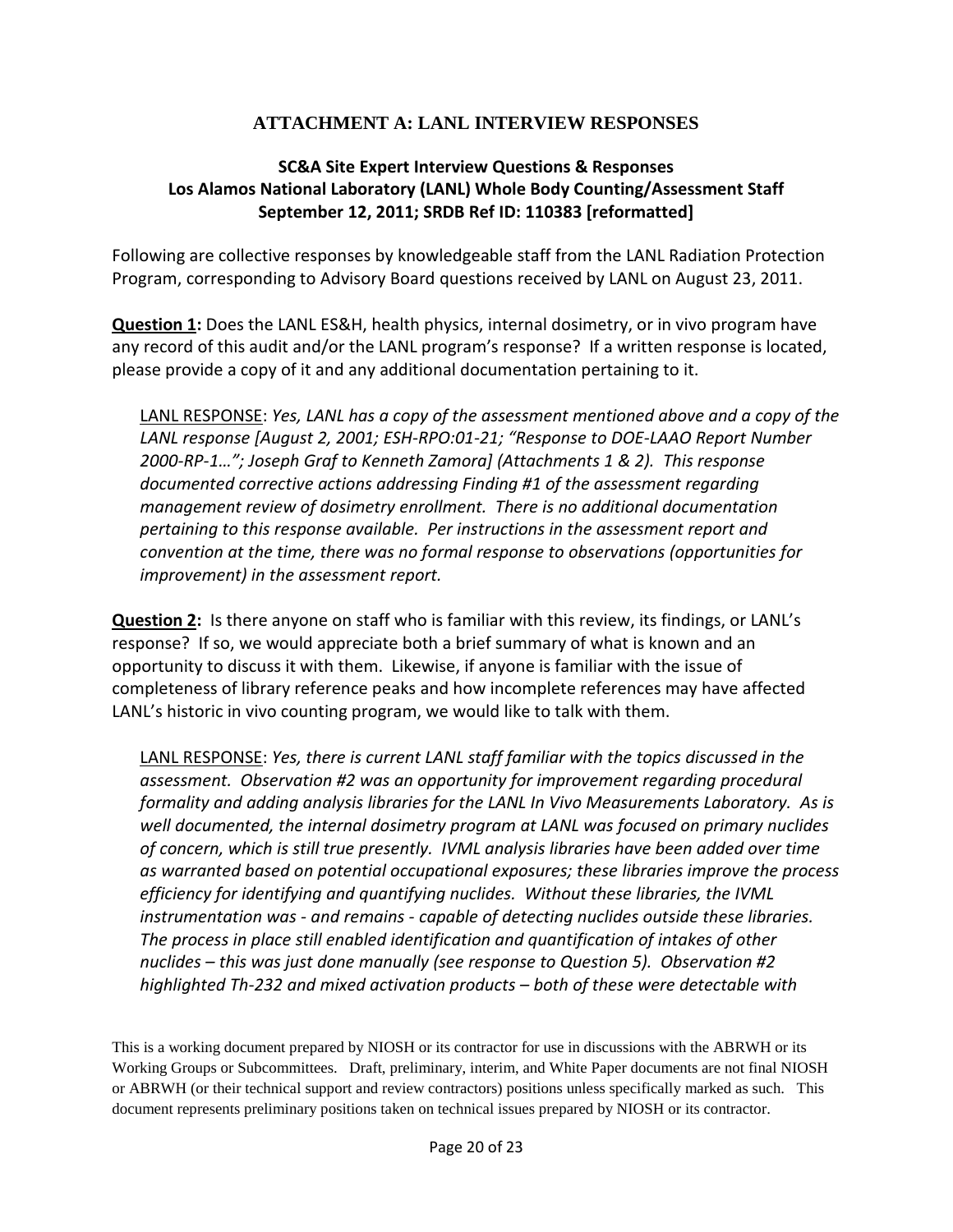## ATTACHMENT A: LANL INTERVIEW RESPONSES

### SC&A Site Expert Interview Questions & Responses
### Los Alamos National Laboratory (LANL) Whole Body Counting/Assessment Staff
### September 12, 2011; SRDB Ref ID: 110383 [reformatted]

Following are collective responses by knowledgeable staff from the LANL Radiation Protection Program, corresponding to Advisory Board questions received by LANL on August 23, 2011.

**Question 1:** Does the LANL ES&H, health physics, internal dosimetry, or in vivo program have any record of this audit and/or the LANL program's response? If a written response is located, please provide a copy of it and any additional documentation pertaining to it.

> LANL RESPONSE: *Yes, LANL has a copy of the assessment mentioned above and a copy of the LANL response [August 2, 2001; ESH-RPO:01-21; "Response to DOE-LAAO Report Number 2000-RP-1…"; Joseph Graf to Kenneth Zamora] (Attachments 1 & 2). This response documented corrective actions addressing Finding #1 of the assessment regarding management review of dosimetry enrollment. There is no additional documentation pertaining to this response available. Per instructions in the assessment report and convention at the time, there was no formal response to observations (opportunities for improvement) in the assessment report.*

**Question 2:** Is there anyone on staff who is familiar with this review, its findings, or LANL's response? If so, we would appreciate both a brief summary of what is known and an opportunity to discuss it with them. Likewise, if anyone is familiar with the issue of completeness of library reference peaks and how incomplete references may have affected LANL's historic in vivo counting program, we would like to talk with them.

> LANL RESPONSE: *Yes, there is current LANL staff familiar with the topics discussed in the assessment. Observation #2 was an opportunity for improvement regarding procedural formality and adding analysis libraries for the LANL In Vivo Measurements Laboratory. As is well documented, the internal dosimetry program at LANL was focused on primary nuclides of concern, which is still true presently. IVML analysis libraries have been added over time as warranted based on potential occupational exposures; these libraries improve the process efficiency for identifying and quantifying nuclides. Without these libraries, the IVML instrumentation was - and remains - capable of detecting nuclides outside these libraries. The process in place still enabled identification and quantification of intakes of other nuclides – this was just done manually (see response to Question 5). Observation #2 highlighted Th-232 and mixed activation products – both of these were detectable with*

This is a working document prepared by NIOSH or its contractor for use in discussions with the ABRWH or its Working Groups or Subcommittees. Draft, preliminary, interim, and White Paper documents are not final NIOSH or ABRWH (or their technical support and review contractors) positions unless specifically marked as such. This document represents preliminary positions taken on technical issues prepared by NIOSH or its contractor.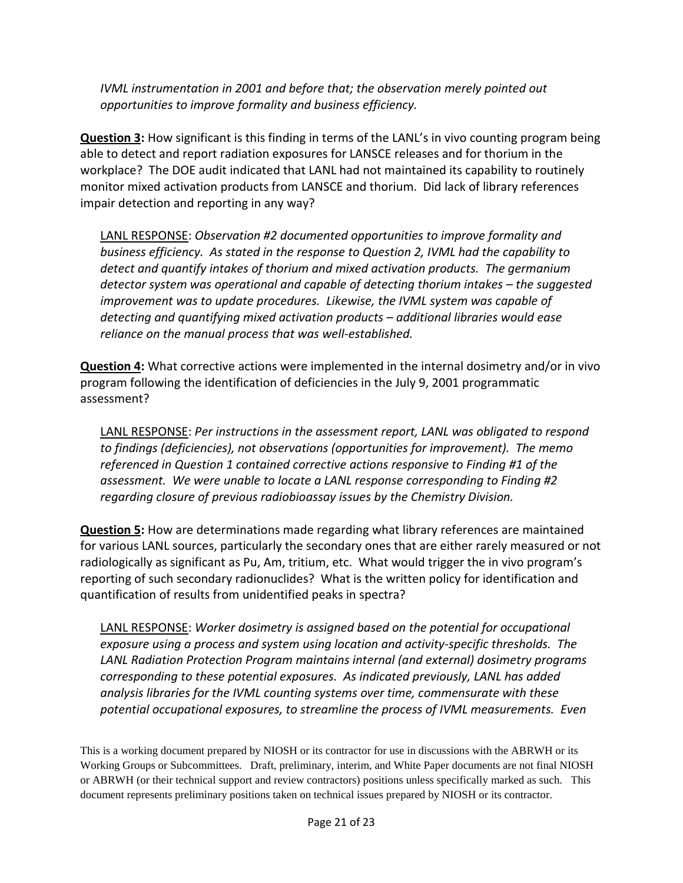*IVML instrumentation in 2001 and before that; the observation merely pointed out opportunities to improve formality and business efficiency.*

**Question 3:** How significant is this finding in terms of the LANL's in vivo counting program being able to detect and report radiation exposures for LANSCE releases and for thorium in the workplace? The DOE audit indicated that LANL had not maintained its capability to routinely monitor mixed activation products from LANSCE and thorium. Did lack of library references impair detection and reporting in any way?

> LANL RESPONSE: *Observation #2 documented opportunities to improve formality and business efficiency. As stated in the response to Question 2, IVML had the capability to detect and quantify intakes of thorium and mixed activation products. The germanium detector system was operational and capable of detecting thorium intakes – the suggested improvement was to update procedures. Likewise, the IVML system was capable of detecting and quantifying mixed activation products – additional libraries would ease reliance on the manual process that was well-established.*

**Question 4:** What corrective actions were implemented in the internal dosimetry and/or in vivo program following the identification of deficiencies in the July 9, 2001 programmatic assessment?

> LANL RESPONSE: *Per instructions in the assessment report, LANL was obligated to respond to findings (deficiencies), not observations (opportunities for improvement). The memo referenced in Question 1 contained corrective actions responsive to Finding #1 of the assessment. We were unable to locate a LANL response corresponding to Finding #2 regarding closure of previous radiobioassay issues by the Chemistry Division.*

**Question 5:** How are determinations made regarding what library references are maintained for various LANL sources, particularly the secondary ones that are either rarely measured or not radiologically as significant as Pu, Am, tritium, etc. What would trigger the in vivo program's reporting of such secondary radionuclides? What is the written policy for identification and quantification of results from unidentified peaks in spectra?

> LANL RESPONSE: *Worker dosimetry is assigned based on the potential for occupational exposure using a process and system using location and activity-specific thresholds. The LANL Radiation Protection Program maintains internal (and external) dosimetry programs corresponding to these potential exposures. As indicated previously, LANL has added analysis libraries for the IVML counting systems over time, commensurate with these potential occupational exposures, to streamline the process of IVML measurements. Even*

This is a working document prepared by NIOSH or its contractor for use in discussions with the ABRWH or its Working Groups or Subcommittees. Draft, preliminary, interim, and White Paper documents are not final NIOSH or ABRWH (or their technical support and review contractors) positions unless specifically marked as such. This document represents preliminary positions taken on technical issues prepared by NIOSH or its contractor.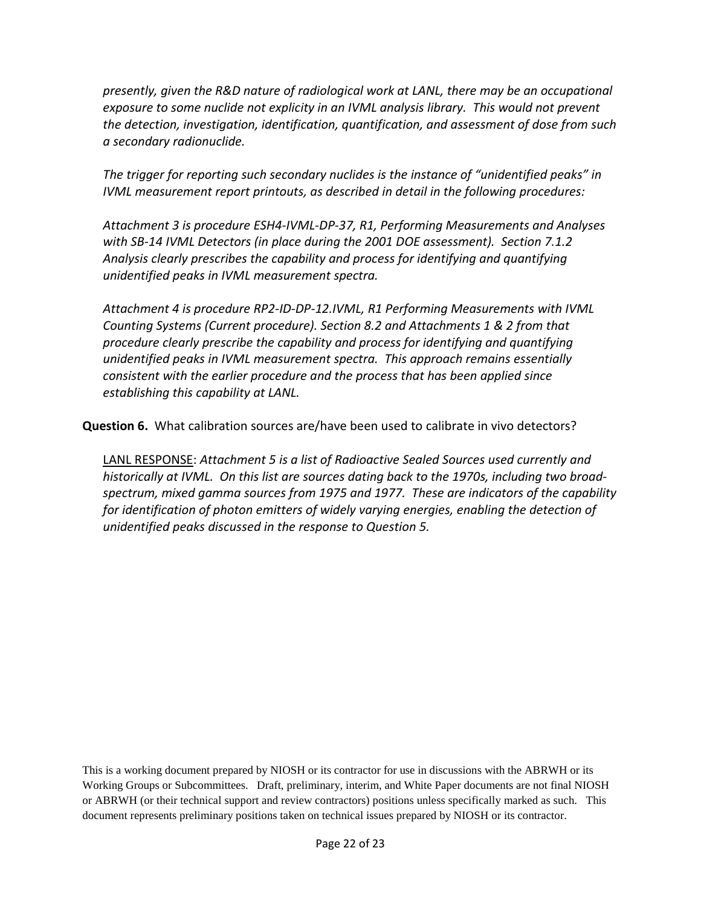*presently, given the R&D nature of radiological work at LANL, there may be an occupational exposure to some nuclide not explicity in an IVML analysis library. This would not prevent the detection, investigation, identification, quantification, and assessment of dose from such a secondary radionuclide.*

*The trigger for reporting such secondary nuclides is the instance of "unidentified peaks" in IVML measurement report printouts, as described in detail in the following procedures:*

*Attachment 3 is procedure ESH4-IVML-DP-37, R1, Performing Measurements and Analyses with SB-14 IVML Detectors (in place during the 2001 DOE assessment). Section 7.1.2 Analysis clearly prescribes the capability and process for identifying and quantifying unidentified peaks in IVML measurement spectra.*

*Attachment 4 is procedure RP2-ID-DP-12.IVML, R1 Performing Measurements with IVML Counting Systems (Current procedure). Section 8.2 and Attachments 1 & 2 from that procedure clearly prescribe the capability and process for identifying and quantifying unidentified peaks in IVML measurement spectra. This approach remains essentially consistent with the earlier procedure and the process that has been applied since establishing this capability at LANL.*

**Question 6.** What calibration sources are/have been used to calibrate in vivo detectors?

LANL RESPONSE: *Attachment 5 is a list of Radioactive Sealed Sources used currently and historically at IVML. On this list are sources dating back to the 1970s, including two broad-spectrum, mixed gamma sources from 1975 and 1977. These are indicators of the capability for identification of photon emitters of widely varying energies, enabling the detection of unidentified peaks discussed in the response to Question 5.*

This is a working document prepared by NIOSH or its contractor for use in discussions with the ABRWH or its Working Groups or Subcommittees. Draft, preliminary, interim, and White Paper documents are not final NIOSH or ABRWH (or their technical support and review contractors) positions unless specifically marked as such. This document represents preliminary positions taken on technical issues prepared by NIOSH or its contractor.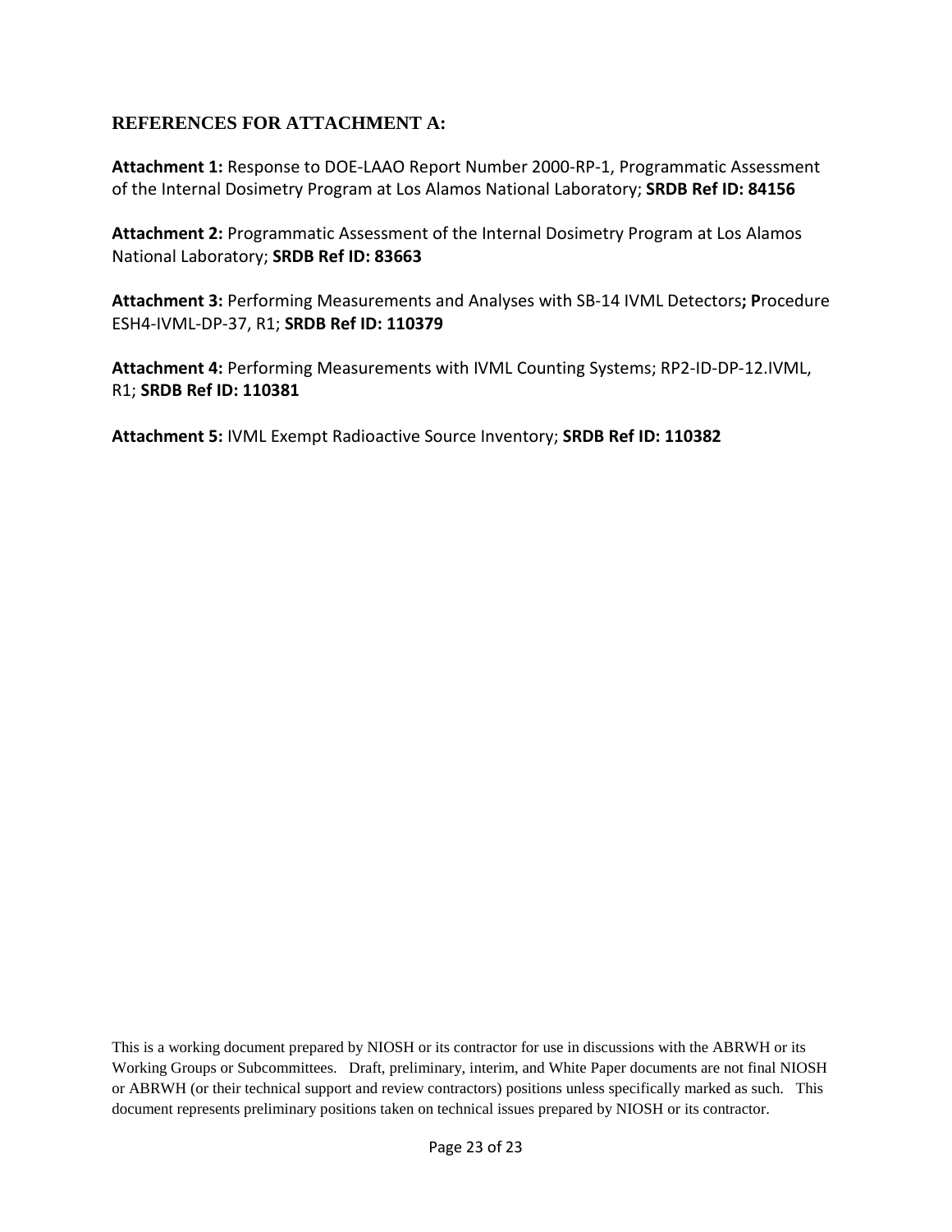## REFERENCES FOR ATTACHMENT A:

**Attachment 1:** Response to DOE-LAAO Report Number 2000-RP-1, Programmatic Assessment of the Internal Dosimetry Program at Los Alamos National Laboratory; **SRDB Ref ID: 84156**

**Attachment 2:** Programmatic Assessment of the Internal Dosimetry Program at Los Alamos National Laboratory; **SRDB Ref ID: 83663**

**Attachment 3:** Performing Measurements and Analyses with SB-14 IVML Detectors**; P**rocedure ESH4-IVML-DP-37, R1; **SRDB Ref ID: 110379**

**Attachment 4:** Performing Measurements with IVML Counting Systems; RP2-ID-DP-12.IVML, R1; **SRDB Ref ID: 110381**

**Attachment 5:** IVML Exempt Radioactive Source Inventory; **SRDB Ref ID: 110382**